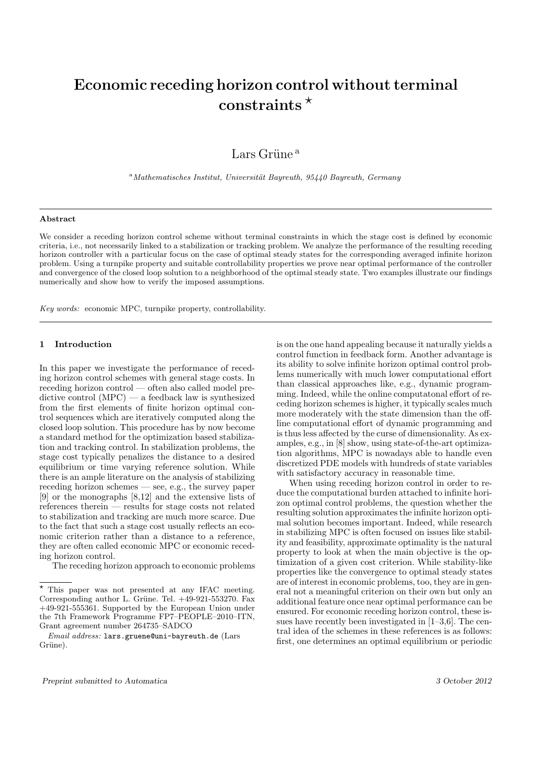# Economic receding horizon control without terminal constraints ⋆

Lars Grüne [a]

[a] *Mathematisches Institut, Universität Bayreuth, 95440 Bayreuth, Germany*

---

**Abstract**

We consider a receding horizon control scheme without terminal constraints in which the stage cost is defined by economic criteria, i.e., not necessarily linked to a stabilization or tracking problem. We analyze the performance of the resulting receding horizon controller with a particular focus on the case of optimal steady states for the corresponding averaged infinite horizon problem. Using a turnpike property and suitable controllability properties we prove near optimal performance of the controller and convergence of the closed loop solution to a neighborhood of the optimal steady state. Two examples illustrate our findings numerically and show how to verify the imposed assumptions.

*Key words:* economic MPC, turnpike property, controllability.

---

## 1 Introduction

In this paper we investigate the performance of receding horizon control schemes with general stage costs. In receding horizon control — often also called model predictive control (MPC) — a feedback law is synthesized from the first elements of finite horizon optimal control sequences which are iteratively computed along the closed loop solution. This procedure has by now become a standard method for the optimization based stabilization and tracking control. In stabilization problems, the stage cost typically penalizes the distance to a desired equilibrium or time varying reference solution. While there is an ample literature on the analysis of stabilizing receding horizon schemes — see, e.g., the survey paper [9] or the monographs [8,12] and the extensive lists of references therein — results for stage costs not related to stabilization and tracking are much more scarce. Due to the fact that such a stage cost usually reflects an economic criterion rather than a distance to a reference, they are often called economic MPC or economic receding horizon control.

The receding horizon approach to economic problems is on the one hand appealing because it naturally yields a control function in feedback form. Another advantage is its ability to solve infinite horizon optimal control problems numerically with much lower computational effort than classical approaches like, e.g., dynamic programming. Indeed, while the online computatonal effort of receding horizon schemes is higher, it typically scales much more moderately with the state dimension than the offline computational effort of dynamic programming and is thus less affected by the curse of dimensionality. As examples, e.g., in [8] show, using state-of-the-art optimization algorithms, MPC is nowadays able to handle even discretized PDE models with hundreds of state variables with satisfactory accuracy in reasonable time.

When using receding horizon control in order to reduce the computational burden attached to infinite horizon optimal control problems, the question whether the resulting solution approximates the infinite horizon optimal solution becomes important. Indeed, while research in stabilizing MPC is often focused on issues like stability and feasibility, approximate optimality is the natural property to look at when the main objective is the optimization of a given cost criterion. While stability-like properties like the convergence to optimal steady states are of interest in economic problems, too, they are in general not a meaningful criterion on their own but only an additional feature once near optimal performance can be ensured. For economic receding horizon control, these issues have recently been investigated in [1–3,6]. The central idea of the schemes in these references is as follows: first, one determines an optimal equilibrium or periodic

---

⋆ This paper was not presented at any IFAC meeting. Corresponding author L. Grüne. Tel. +49-921-553270. Fax +49-921-555361. Supported by the European Union under the 7th Framework Programme FP7–PEOPLE–2010–ITN, Grant agreement number 264735–SADCO

*Email address:* lars.gruene@uni-bayreuth.de (Lars Grüne).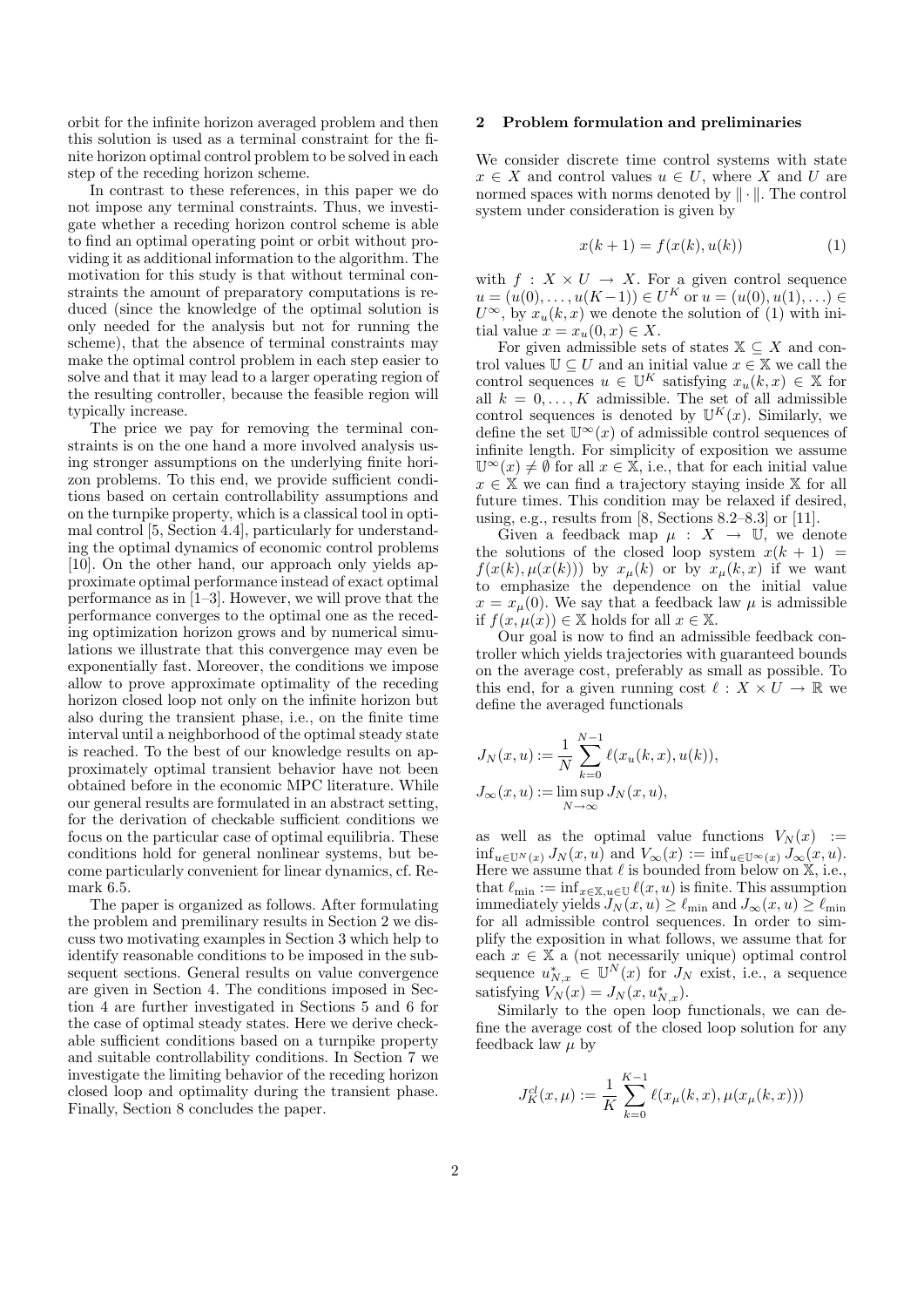orbit for the infinite horizon averaged problem and then this solution is used as a terminal constraint for the finite horizon optimal control problem to be solved in each step of the receding horizon scheme.

In contrast to these references, in this paper we do not impose any terminal constraints. Thus, we investigate whether a receding horizon control scheme is able to find an optimal operating point or orbit without providing it as additional information to the algorithm. The motivation for this study is that without terminal constraints the amount of preparatory computations is reduced (since the knowledge of the optimal solution is only needed for the analysis but not for running the scheme), that the absence of terminal constraints may make the optimal control problem in each step easier to solve and that it may lead to a larger operating region of the resulting controller, because the feasible region will typically increase.

The price we pay for removing the terminal constraints is on the one hand a more involved analysis using stronger assumptions on the underlying finite horizon problems. To this end, we provide sufficient conditions based on certain controllability assumptions and on the turnpike property, which is a classical tool in optimal control [5, Section 4.4], particularly for understanding the optimal dynamics of economic control problems [10]. On the other hand, our approach only yields approximate optimal performance instead of exact optimal performance as in [1–3]. However, we will prove that the performance converges to the optimal one as the receding optimization horizon grows and by numerical simulations we illustrate that this convergence may even be exponentially fast. Moreover, the conditions we impose allow to prove approximate optimality of the receding horizon closed loop not only on the infinite horizon but also during the transient phase, i.e., on the finite time interval until a neighborhood of the optimal steady state is reached. To the best of our knowledge results on approximately optimal transient behavior have not been obtained before in the economic MPC literature. While our general results are formulated in an abstract setting, for the derivation of checkable sufficient conditions we focus on the particular case of optimal equilibria. These conditions hold for general nonlinear systems, but become particularly convenient for linear dynamics, cf. Remark 6.5.

The paper is organized as follows. After formulating the problem and premilinary results in Section 2 we discuss two motivating examples in Section 3 which help to identify reasonable conditions to be imposed in the subsequent sections. General results on value convergence are given in Section 4. The conditions imposed in Section 4 are further investigated in Sections 5 and 6 for the case of optimal steady states. Here we derive checkable sufficient conditions based on a turnpike property and suitable controllability conditions. In Section 7 we investigate the limiting behavior of the receding horizon closed loop and optimality during the transient phase. Finally, Section 8 concludes the paper.

## 2 Problem formulation and preliminaries

We consider discrete time control systems with state $x \in X$ and control values $u \in U$, where $X$ and $U$ are normed spaces with norms denoted by $\|\cdot\|$. The control system under consideration is given by

$$x(k+1) = f(x(k), u(k)) \tag{1}$$

with $f : X \times U \to X$. For a given control sequence $u = (u(0), \ldots, u(K-1)) \in U^K$ or $u = (u(0), u(1), \ldots) \in U^\infty$, by $x_u(k, x)$ we denote the solution of (1) with initial value $x = x_u(0, x) \in X$.

For given admissible sets of states $\mathbb{X} \subseteq X$ and control values $\mathbb{U} \subseteq U$ and an initial value $x \in \mathbb{X}$ we call the control sequences $u \in \mathbb{U}^K$ satisfying $x_u(k, x) \in \mathbb{X}$ for all $k = 0, \ldots, K$ admissible. The set of all admissible control sequences is denoted by $\mathbb{U}^K(x)$. Similarly, we define the set $\mathbb{U}^\infty(x)$ of admissible control sequences of infinite length. For simplicity of exposition we assume $\mathbb{U}^\infty(x) \neq \emptyset$ for all $x \in \mathbb{X}$, i.e., that for each initial value $x \in \mathbb{X}$ we can find a trajectory staying inside $\mathbb{X}$ for all future times. This condition may be relaxed if desired, using, e.g., results from [8, Sections 8.2–8.3] or [11].

Given a feedback map $\mu : X \to \mathbb{U}$, we denote the solutions of the closed loop system $x(k+1) = f(x(k), \mu(x(k)))$ by $x_\mu(k)$ or by $x_\mu(k, x)$ if we want to emphasize the dependence on the initial value $x = x_\mu(0)$. We say that a feedback law $\mu$ is admissible if $f(x, \mu(x)) \in \mathbb{X}$ holds for all $x \in \mathbb{X}$.

Our goal is now to find an admissible feedback controller which yields trajectories with guaranteed bounds on the average cost, preferably as small as possible. To this end, for a given running cost $\ell : X \times U \to \mathbb{R}$ we define the averaged functionals

$$J_N(x, u) := \frac{1}{N} \sum_{k=0}^{N-1} \ell(x_u(k, x), u(k)),$$
$$J_\infty(x, u) := \limsup_{N\to\infty} J_N(x, u),$$

as well as the optimal value functions $V_N(x) := \inf_{u\in\mathbb{U}^N(x)} J_N(x, u)$ and $V_\infty(x) := \inf_{u\in\mathbb{U}^\infty(x)} J_\infty(x, u)$. Here we assume that $\ell$ is bounded from below on $\mathbb{X}$, i.e., that $\ell_{\min} := \inf_{x\in\mathbb{X}, u\in\mathbb{U}} \ell(x, u)$ is finite. This assumption immediately yields $J_N(x, u) \geq \ell_{\min}$ and $J_\infty(x, u) \geq \ell_{\min}$ for all admissible control sequences. In order to simplify the exposition in what follows, we assume that for each $x \in \mathbb{X}$ a (not necessarily unique) optimal control sequence $u^*_{N,x} \in \mathbb{U}^N(x)$ for $J_N$ exist, i.e., a sequence satisfying $V_N(x) = J_N(x, u^*_{N,x})$.

Similarly to the open loop functionals, we can define the average cost of the closed loop solution for any feedback law $\mu$ by

$$J^{cl}_K(x, \mu) := \frac{1}{K} \sum_{k=0}^{K-1} \ell(x_\mu(k, x), \mu(x_\mu(k, x)))$$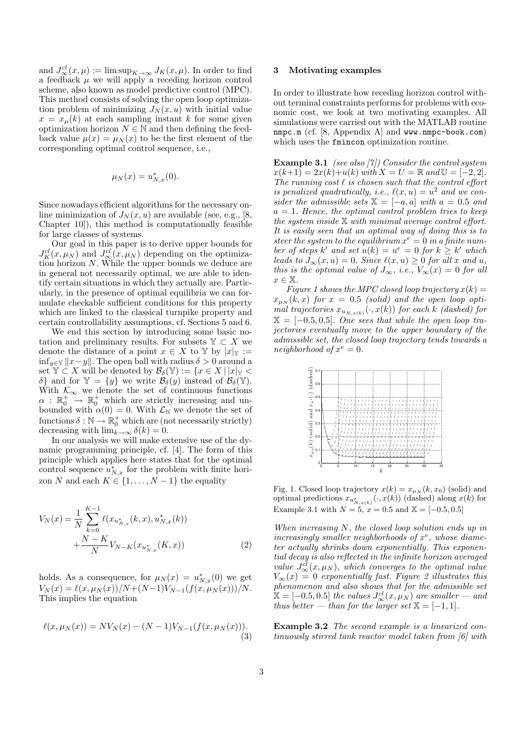and $J_\infty^{cl}(x,\mu) := \limsup_{K\to\infty} J_K(x,\mu)$. In order to find a feedback $\mu$ we will apply a receding horizon control scheme, also known as model predictive control (MPC). This method consists of solving the open loop optimization problem of minimizing $J_N(x,u)$ with initial value $x = x_\mu(k)$ at each sampling instant $k$ for some given optimization horizon $N \in \mathbb{N}$ and then defining the feedback value $\mu(x) = \mu_N(x)$ to be the first element of the corresponding optimal control sequence, i.e.,

$$\mu_N(x) = u^*_{N,x}(0).$$

Since nowadays efficient algorithms for the necessary online minimization of $J_N(x,u)$ are available (see, e.g., [8, Chapter 10]), this method is computationally feasible for large classes of systems.

Our goal in this paper is to derive upper bounds for $J_K^{cl}(x,\mu_N)$ and $J_\infty^{cl}(x,\mu_N)$ depending on the optimization horizon $N$. While the upper bounds we deduce are in general not necessarily optimal, we are able to identify certain situations in which they actually are. Particularly, in the presence of optimal equilibria we can formulate checkable sufficient conditions for this property which are linked to the classical turnpike property and certain controllability assumptions, cf. Sections 5 and 6.

We end this section by introducing some basic notation and preliminary results. For subsets $\mathbb{Y} \subset X$ we denote the distance of a point $x \in X$ to $\mathbb{Y}$ by $|x|_\mathbb{Y} := \inf_{y\in\mathbb{Y}} \|x-y\|$. The open ball with radius $\delta > 0$ around a set $\mathbb{Y} \subset X$ will be denoted by $\mathcal{B}_\delta(\mathbb{Y}) := \{x \in X \,|\, |x|_\mathbb{Y} < \delta\}$ and for $\mathbb{Y} = \{y\}$ we write $\mathcal{B}_\delta(y)$ instead of $\mathcal{B}_\delta(\mathbb{Y})$. With $\mathcal{K}_\infty$ we denote the set of continuous functions $\alpha : \mathbb{R}_0^+ \to \mathbb{R}_0^+$ which are strictly increasing and unbounded with $\alpha(0) = 0$. With $\mathcal{L}_\mathbb{N}$ we denote the set of functions $\delta : \mathbb{N} \to \mathbb{R}_0^+$ which are (not necessarily strictly) decreasing with $\lim_{k\to\infty} \delta(k) = 0$.

In our analysis we will make extensive use of the dynamic programming principle, cf. [4]. The form of this principle which applies here states that for the optimal control sequence $u^*_{N,x}$ for the problem with finite horizon $N$ and each $K \in \{1,\ldots,N-1\}$ the equality

$$V_N(x) = \frac{1}{N}\sum_{k=0}^{K-1} \ell(x_{u^*_{N,x}}(k,x), u^*_{N,x}(k)) + \frac{N-K}{N} V_{N-K}(x_{u^*_{N,x}}(K,x)) \qquad (2)$$

holds. As a consequence, for $\mu_N(x) = u^*_{N,x}(0)$ we get $V_N(x) = \ell(x,\mu_N(x))/N + (N-1)V_{N-1}(f(x,\mu_N(x)))/N$. This implies the equation

$$\ell(x,\mu_N(x)) = NV_N(x) - (N-1)V_{N-1}(f(x,\mu_N(x))). \qquad (3)$$

## 3 Motivating examples

In order to illustrate how receding horizon control without terminal constraints performs for problems with economic cost, we look at two motivating examples. All simulations were carried out with the MATLAB routine `nmpc.m` (cf. [8, Appendix A] and `www.nmpc-book.com`) which uses the `fmincon` optimization routine.

**Example 3.1** *(see also [7]) Consider the control system $x(k+1) = 2x(k)+u(k)$ with $X = U = \mathbb{R}$ and $\mathbb{U} = [-2,2]$. The running cost $\ell$ is chosen such that the control effort is penalized quadratically, i.e., $\ell(x,u) = u^2$ and we consider the admissible sets $\mathbb{X} = [-a,a]$ with $a = 0.5$ and $a = 1$. Hence, the optimal control problem tries to keep the system inside $\mathbb{X}$ with minimal average control effort. It is easily seen that an optimal way of doing this is to steer the system to the equilibrium $x^e = 0$ in a finite number of steps $k'$ and set $u(k) = u^e = 0$ for $k \geq k'$ which leads to $J_\infty(x,u) = 0$. Since $\ell(x,u) \geq 0$ for all $x$ and $u$, this is the optimal value of $J_\infty$, i.e., $V_\infty(x) = 0$ for all $x \in \mathbb{X}$.*

*Figure 1 shows the MPC closed loop trajectory $x(k) = x_{\mu_N}(k,x)$ for $x = 0.5$ (solid) and the open loop optimal trajectories $x_{u_{N,x(k)}}(\cdot,x(k))$ for each $k$ (dashed) for $\mathbb{X} = [-0.5,0.5]$. One sees that while the open loop trajectories eventually move to the upper boundary of the admissible set, the closed loop trajectory tends towards a neighborhood of $x^e = 0$.*

Fig. 1. Closed loop trajectory $x(k) = x_{\mu_N}(k,x_0)$ (solid) and optimal predictions $x_{u^*_{N,x(k)}}(\cdot,x(k))$ (dashed) along $x(k)$ for Example 3.1 with $N = 5$, $x = 0.5$ and $\mathbb{X} = [-0.5,0.5]$

*When increasing $N$, the closed loop solution ends up in increasingly smaller neighborhoods of $x^e$, whose diameter actually shrinks down exponentially. This exponential decay is also reflected in the infinite horizon averaged value $J_\infty^{cl}(x,\mu_N)$, which converges to the optimal value $V_\infty(x) = 0$ exponentially fast. Figure 2 illustrates this phenomenon and also shows that for the admissible set $\mathbb{X} = [-0.5,0.5]$ the values $J_\infty^{cl}(x,\mu_N)$ are smaller — and thus better — than for the larger set $\mathbb{X} = [-1,1]$.*

**Example 3.2** *The second example is a linearized continuously stirred tank reactor model taken from [6] with*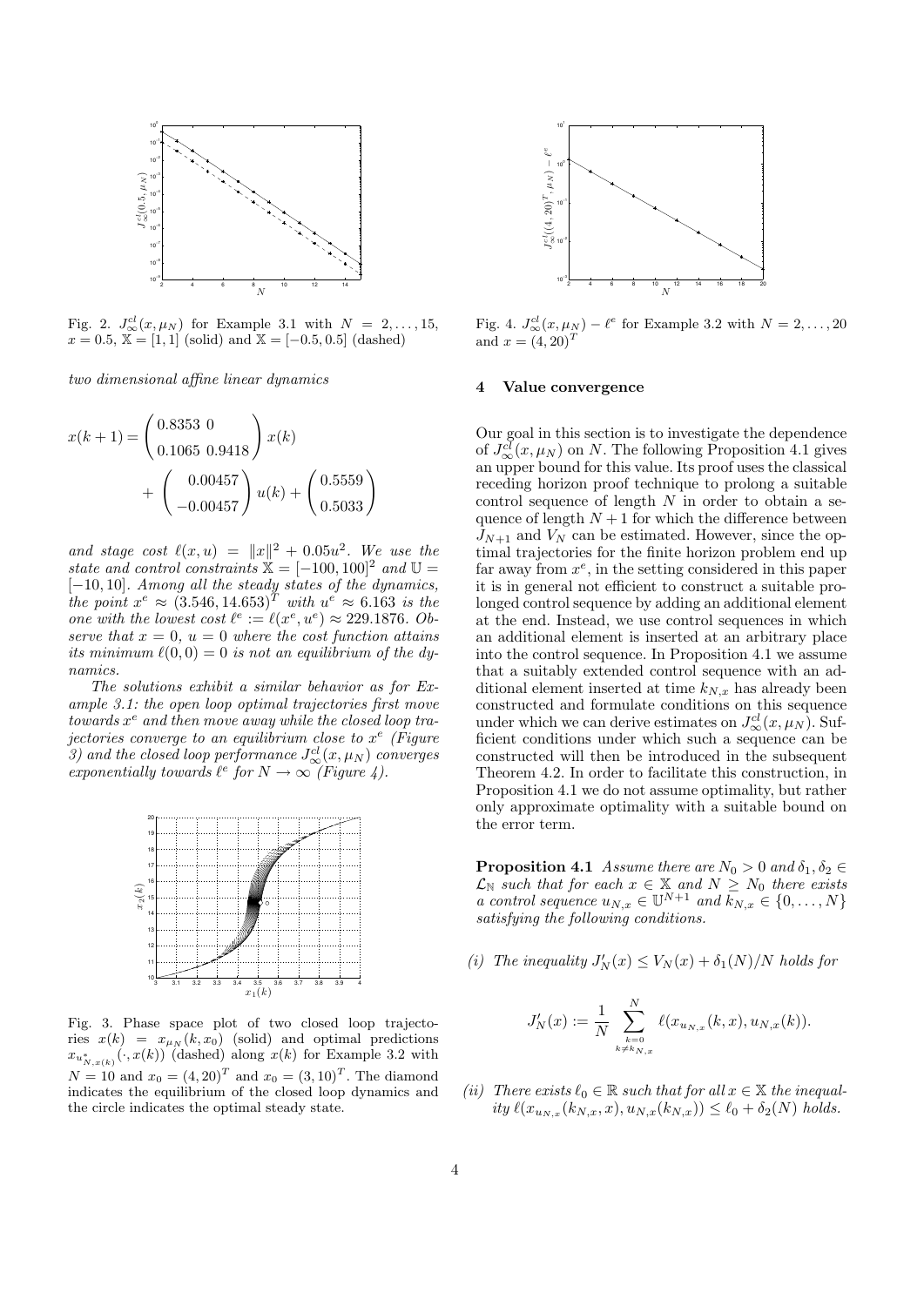Fig. 2. $J_\infty^{cl}(x, \mu_N)$ for Example 3.1 with $N = 2, \ldots, 15$, $x = 0.5$, $\mathbb{X} = [1, 1]$ (solid) and $\mathbb{X} = [-0.5, 0.5]$ (dashed)

*two dimensional affine linear dynamics*

$$x(k+1) = \begin{pmatrix} 0.8353 & 0 \\ 0.1065 & 0.9418 \end{pmatrix} x(k) + \begin{pmatrix} 0.00457 \\ -0.00457 \end{pmatrix} u(k) + \begin{pmatrix} 0.5559 \\ 0.5033 \end{pmatrix}$$

*and stage cost* $\ell(x, u) = \|x\|^2 + 0.05u^2$. *We use the state and control constraints* $\mathbb{X} = [-100, 100]^2$ *and* $\mathbb{U} = [-10, 10]$. *Among all the steady states of the dynamics, the point* $x^e \approx (3.546, 14.653)^T$ *with* $u^e \approx 6.163$ *is the one with the lowest cost* $\ell^e := \ell(x^e, u^e) \approx 229.1876$. *Observe that* $x = 0$, $u = 0$ *where the cost function attains its minimum* $\ell(0, 0) = 0$ *is not an equilibrium of the dynamics.*

*The solutions exhibit a similar behavior as for Example 3.1: the open loop optimal trajectories first move towards* $x^e$ *and then move away while the closed loop trajectories converge to an equilibrium close to* $x^e$ *(Figure 3) and the closed loop performance* $J_\infty^{cl}(x, \mu_N)$ *converges exponentially towards* $\ell^e$ *for* $N \to \infty$ *(Figure 4).*

Fig. 3. Phase space plot of two closed loop trajectories $x(k) = x_{\mu_N}(k, x_0)$ (solid) and optimal predictions $x_{u^*_{N,x(k)}}(\cdot, x(k))$ (dashed) along $x(k)$ for Example 3.2 with $N = 10$ and $x_0 = (4, 20)^T$ and $x_0 = (3, 10)^T$. The diamond indicates the equilibrium of the closed loop dynamics and the circle indicates the optimal steady state.

Fig. 4. $J_\infty^{cl}(x, \mu_N) - \ell^e$ for Example 3.2 with $N = 2, \ldots, 20$ and $x = (4, 20)^T$

## 4 Value convergence

Our goal in this section is to investigate the dependence of $J_\infty^{cl}(x, \mu_N)$ on $N$. The following Proposition 4.1 gives an upper bound for this value. Its proof uses the classical receding horizon proof technique to prolong a suitable control sequence of length $N$ in order to obtain a sequence of length $N + 1$ for which the difference between $J_{N+1}$ and $V_N$ can be estimated. However, since the optimal trajectories for the finite horizon problem end up far away from $x^e$, in the setting considered in this paper it is in general not efficient to construct a suitable prolonged control sequence by adding an additional element at the end. Instead, we use control sequences in which an additional element is inserted at an arbitrary place into the control sequence. In Proposition 4.1 we assume that a suitably extended control sequence with an additional element inserted at time $k_{N,x}$ has already been constructed and formulate conditions on this sequence under which we can derive estimates on $J_\infty^{cl}(x, \mu_N)$. Sufficient conditions under which such a sequence can be constructed will then be introduced in the subsequent Theorem 4.2. In order to facilitate this construction, in Proposition 4.1 we do not assume optimality, but rather only approximate optimality with a suitable bound on the error term.

**Proposition 4.1** *Assume there are* $N_0 > 0$ *and* $\delta_1, \delta_2 \in \mathcal{L}_\mathbb{N}$ *such that for each* $x \in \mathbb{X}$ *and* $N \geq N_0$ *there exists a control sequence* $u_{N,x} \in \mathbb{U}^{N+1}$ *and* $k_{N,x} \in \{0, \ldots, N\}$ *satisfying the following conditions.*

*(i) The inequality* $J'_N(x) \leq V_N(x) + \delta_1(N)/N$ *holds for*

$$J'_N(x) := \frac{1}{N} \sum_{\substack{k=0 \\ k \neq k_{N,x}}}^{N} \ell(x_{u_{N,x}}(k, x), u_{N,x}(k)).$$

*(ii) There exists* $\ell_0 \in \mathbb{R}$ *such that for all* $x \in \mathbb{X}$ *the inequality* $\ell(x_{u_{N,x}}(k_{N,x}, x), u_{N,x}(k_{N,x})) \leq \ell_0 + \delta_2(N)$ *holds.*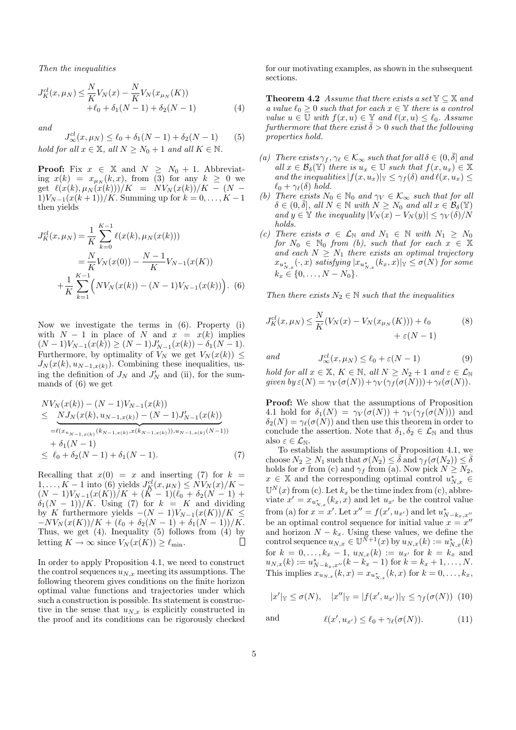*Then the inequalities*

$$J_K^{cl}(x,\mu_N) \leq \frac{N}{K}V_N(x) - \frac{N}{K}V_N(x_{\mu_N}(K)) + \ell_0 + \delta_1(N-1) + \delta_2(N-1) \quad (4)$$

*and*

$$J_\infty^{cl}(x,\mu_N) \leq \ell_0 + \delta_1(N-1) + \delta_2(N-1) \quad (5)$$

*hold for all $x \in \mathbb{X}$, all $N \geq N_0+1$ and all $K \in \mathbb{N}$.*

**Proof:** Fix $x \in \mathbb{X}$ and $N \geq N_0+1$. Abbreviating $x(k) = x_{\mu_N}(k,x)$, from (3) for any $k \geq 0$ we get $\ell(x(k),\mu_N(x(k)))/K = NV_N(x(k))/K - (N-1)V_{N-1}(x(k+1))/K$. Summing up for $k=0,\ldots,K-1$ then yields

$$\begin{aligned} J_K^{cl}(x,\mu_N) &= \frac{1}{K}\sum_{k=0}^{K-1}\ell(x(k),\mu_N(x(k))) \\ &= \frac{N}{K}V_N(x(0)) - \frac{N-1}{K}V_{N-1}(x(K)) \\ &+ \frac{1}{K}\sum_{k=1}^{K-1}\Big(NV_N(x(k)) - (N-1)V_{N-1}(x(k))\Big). \quad (6) \end{aligned}$$

Now we investigate the terms in (6). Property (i) with $N-1$ in place of $N$ and $x = x(k)$ implies $(N-1)V_{N-1}(x(k)) \geq (N-1)J_{N-1}'(x(k)) - \delta_1(N-1)$. Furthermore, by optimality of $V_N$ we get $V_N(x(k)) \leq J_N(x(k),u_{N-1,x(k)})$. Combining these inequalities, using the definition of $J_N$ and $J_N'$ and (ii), for the summands of (6) we get

$$\begin{aligned} &NV_N(x(k)) - (N-1)V_{N-1}(x(k)) \\ &\leq \underbrace{NJ_N(x(k),u_{N-1,x(k)}) - (N-1)J_{N-1}'(x(k))}_{=\ell(x_{u_{N-1,x(k)}}(k_{N-1,x(k)},x(k_{N-1,x(k)})),u_{N-1,x(k)}(N-1))} \\ &\quad + \delta_1(N-1) \\ &\leq \ell_0 + \delta_2(N-1) + \delta_1(N-1). \quad (7) \end{aligned}$$

Recalling that $x(0) = x$ and inserting (7) for $k = 1,\ldots,K-1$ into (6) yields $J_K^{cl}(x,\mu_N) \leq NV_N(x)/K - (N-1)V_{N-1}(x(K))/K + (K-1)(\ell_0 + \delta_2(N-1) + \delta_1(N-1))/K$. Using (7) for $k=K$ and dividing by $K$ furthermore yields $-(N-1)V_{N-1}(x(K))/K \leq -NV_N(x(K))/K + (\ell_0 + \delta_2(N-1) + \delta_1(N-1))/K$. Thus, we get (4). Inequality (5) follows from (4) by letting $K \to \infty$ since $V_N(x(K)) \geq \ell_{\min}$. $\square$

In order to apply Proposition 4.1, we need to construct the control sequences $u_{N,x}$ meeting its assumptions. The following theorem gives conditions on the finite horizon optimal value functions and trajectories under which such a construction is possible. Its statement is constructive in the sense that $u_{N,x}$ is explicitly constructed in the proof and its conditions can be rigorously checked for our motivating examples, as shown in the subsequent sections.

**Theorem 4.2** *Assume that there exists a set $\mathbb{Y} \subseteq \mathbb{X}$ and a value $\ell_0 \geq 0$ such that for each $x \in \mathbb{Y}$ there is a control value $u \in \mathbb{U}$ with $f(x,u) \in \mathbb{Y}$ and $\ell(x,u) \leq \ell_0$. Assume furthermore that there exist $\bar\delta > 0$ such that the following properties hold.*

- *(a) There exists $\gamma_f, \gamma_\ell \in \mathcal{K}_\infty$ such that for all $\delta \in (0,\bar\delta]$ and all $x \in \mathcal{B}_\delta(\mathbb{Y})$ there is $u_x \in \mathbb{U}$ such that $f(x,u_x) \in \mathbb{X}$ and the inequalities $|f(x,u_x)|_{\mathbb{Y}} \leq \gamma_f(\delta)$ and $\ell(x,u_x) \leq \ell_0 + \gamma_\ell(\delta)$ hold.*
- *(b) There exists $N_0 \in \mathbb{N}_0$ and $\gamma_V \in \mathcal{K}_\infty$ such that for all $\delta \in (0,\bar\delta]$, all $N \in \mathbb{N}$ with $N \geq N_0$ and all $x \in \mathcal{B}_\delta(\mathbb{Y})$ and $y \in \mathbb{Y}$ the inequality $|V_N(x) - V_N(y)| \leq \gamma_V(\delta)/N$ holds.*
- *(c) There exists $\sigma \in \mathcal{L}_\mathbb{N}$ and $N_1 \in \mathbb{N}$ with $N_1 \geq N_0$ for $N_0 \in \mathbb{N}_0$ from (b), such that for each $x \in \mathbb{X}$ and each $N \geq N_1$ there exists an optimal trajectory $x_{u_{N,x}^*}(\cdot,x)$ satisfying $|x_{u_{N,x}^*}(k_x,x)|_{\mathbb{Y}} \leq \sigma(N)$ for some $k_x \in \{0,\ldots,N-N_0\}$.*

*Then there exists $N_2 \in \mathbb{N}$ such that the inequalities*

$$J_K^{cl}(x,\mu_N) \leq \frac{N}{K}(V_N(x) - V_N(x_{\mu_N}(K))) + \ell_0 + \varepsilon(N-1) \quad (8)$$

*and*

$$J_\infty^{cl}(x,\mu_N) \leq \ell_0 + \varepsilon(N-1) \quad (9)$$

*hold for all $x \in \mathbb{X}$, $K \in \mathbb{N}$, all $N \geq N_2+1$ and $\varepsilon \in \mathcal{L}_\mathbb{N}$ given by $\varepsilon(N) = \gamma_V(\sigma(N)) + \gamma_V(\gamma_f(\sigma(N))) + \gamma_\ell(\sigma(N))$.*

**Proof:** We show that the assumptions of Proposition 4.1 hold for $\delta_1(N) = \gamma_V(\sigma(N)) + \gamma_V(\gamma_f(\sigma(N)))$ and $\delta_2(N) = \gamma_\ell(\sigma(N))$ and then use this theorem in order to conclude the assertion. Note that $\delta_1,\delta_2 \in \mathcal{L}_\mathbb{N}$ and thus also $\varepsilon \in \mathcal{L}_\mathbb{N}$.

To establish the assumptions of Proposition 4.1, we choose $N_2 \geq N_1$ such that $\sigma(N_2) \leq \bar\delta$ and $\gamma_f(\sigma(N_2)) \leq \bar\delta$ holds for $\sigma$ from (c) and $\gamma_f$ from (a). Now pick $N \geq N_2$, $x \in \mathbb{X}$ and the corresponding optimal control $u_{N,x}^* \in \mathbb{U}^N(x)$ from (c). Let $k_x$ be the time index from (c), abbreviate $x' = x_{u_{N,x}^*}(k_x,x)$ and let $u_{x'}$ be the control value from (a) for $x = x'$. Let $x'' = f(x',u_{x'})$ and let $u_{N-k_x,x''}^*$ be an optimal control sequence for initial value $x = x''$ and horizon $N-k_x$. Using these values, we define the control sequence $u_{N,x} \in \mathbb{U}^{N+1}(x)$ by $u_{N,x}(k) := u_{N,x}^*(k)$ for $k=0,\ldots,k_x-1$, $u_{N,x}(k) := u_{x'}$ for $k = k_x$ and $u_{N,x}(k) := u_{N-k_x,x''}^*(k-k_x-1)$ for $k = k_x+1,\ldots,N$. This implies $x_{u_{N,x}}(k,x) = x_{u_{N,x}^*}(k,x)$ for $k=0,\ldots,k_x$,

$$|x'|_{\mathbb{Y}} \leq \sigma(N), \quad |x''|_{\mathbb{Y}} = |f(x',u_{x'})|_{\mathbb{Y}} \leq \gamma_f(\sigma(N)) \quad (10)$$

and

$$\ell(x',u_{x'}) \leq \ell_0 + \gamma_\ell(\sigma(N)). \quad (11)$$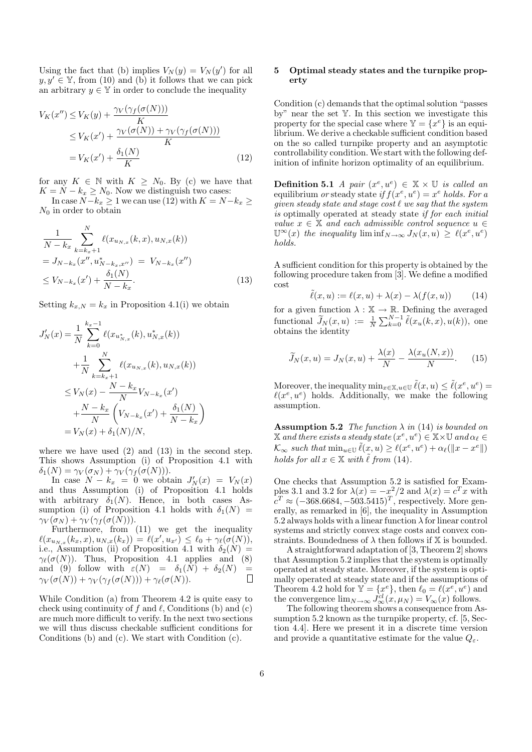Using the fact that (b) implies $V_N(y) = V_N(y')$ for all $y, y' \in \mathbb{Y}$, from (10) and (b) it follows that we can pick an arbitrary $y \in \mathbb{Y}$ in order to conclude the inequality

$$
\begin{aligned}
V_K(x'') &\leq V_K(y) + \frac{\gamma_V(\gamma_f(\sigma(N)))}{K} \\
&\leq V_K(x') + \frac{\gamma_V(\sigma(N)) + \gamma_V(\gamma_f(\sigma(N)))}{K} \\
&= V_K(x') + \frac{\delta_1(N)}{K}
\end{aligned} \tag{12}
$$

for any $K \in \mathbb{N}$ with $K \geq N_0$. By (c) we have that $K = N - k_x \geq N_0$. Now we distinguish two cases:

In case $N - k_x \geq 1$ we can use (12) with $K = N - k_x \geq N_0$ in order to obtain

$$
\begin{aligned}
&\frac{1}{N-k_x} \sum_{k=k_x+1}^{N} \ell(x_{u_{N,x}}(k,x), u_{N,x}(k)) \\
&= J_{N-k_x}(x'', u^*_{N-k_x,x''}) \;=\; V_{N-k_x}(x'') \\
&\leq V_{N-k_x}(x') + \frac{\delta_1(N)}{N-k_x}.
\end{aligned} \tag{13}
$$

Setting $k_{x,N} = k_x$ in Proposition 4.1(i) we obtain

$$
\begin{aligned}
J'_N(x) &= \frac{1}{N} \sum_{k=0}^{k_x-1} \ell(x_{u^*_{N,x}}(k), u^*_{N,x}(k)) \\
&\quad + \frac{1}{N} \sum_{k=k_x+1}^{N} \ell(x_{u_{N,x}}(k), u_{N,x}(k)) \\
&\leq V_N(x) - \frac{N-k_x}{N} V_{N-k_x}(x') \\
&\quad + \frac{N-k_x}{N}\left( V_{N-k_x}(x') + \frac{\delta_1(N)}{N-k_x} \right) \\
&= V_N(x) + \delta_1(N)/N,
\end{aligned}
$$

where we have used (2) and (13) in the second step. This shows Assumption (i) of Proposition 4.1 with $\delta_1(N) = \gamma_V(\sigma_N) + \gamma_V(\gamma_f(\sigma(N)))$.

In case $N - k_x = 0$ we obtain $J'_N(x) = V_N(x)$ and thus Assumption (i) of Proposition 4.1 holds with arbitrary $\delta_1(N)$. Hence, in both cases Assumption (i) of Proposition 4.1 holds with $\delta_1(N) = \gamma_V(\sigma_N) + \gamma_V(\gamma_f(\sigma(N)))$.

Furthermore, from (11) we get the inequality $\ell(x_{u_{N,x}}(k_x), u_{N,x}(k_x)) = \ell(x', u_{x'}) \leq \ell_0 + \gamma_\ell(\sigma(N))$, i.e., Assumption (ii) of Proposition 4.1 with $\delta_2(N) = \gamma_\ell(\sigma(N))$. Thus, Proposition 4.1 applies and (8) and (9) follow with $\varepsilon(N) = \delta_1(N) + \delta_2(N) = \gamma_V(\sigma(N)) + \gamma_V(\gamma_f(\sigma(N))) + \gamma_\ell(\sigma(N))$. $\square$

While Condition (a) from Theorem 4.2 is quite easy to check using continuity of $f$ and $\ell$, Conditions (b) and (c) are much more difficult to verify. In the next two sections we will thus discuss checkable sufficient conditions for Conditions (b) and (c). We start with Condition (c).

## 5 Optimal steady states and the turnpike property

Condition (c) demands that the optimal solution "passes by" near the set $\mathbb{Y}$. In this section we investigate this property for the special case where $\mathbb{Y} = \{x^e\}$ is an equilibrium. We derive a checkable sufficient condition based on the so called turnpike property and an asymptotic controllability condition. We start with the following definition of infinite horizon optimality of an equilibrium.

**Definition 5.1** *A pair $(x^e, u^e) \in \mathbb{X} \times \mathbb{U}$ is called an* equilibrium *or* steady state *if $f(x^e, u^e) = x^e$ holds. For a given steady state and stage cost $\ell$ we say that the system is* optimally operated at steady state *if for each initial value $x \in \mathbb{X}$ and each admissible control sequence $u \in \mathbb{U}^\infty(x)$ the inequality $\liminf_{N\to\infty} J_N(x,u) \geq \ell(x^e, u^e)$ holds.*

A sufficient condition for this property is obtained by the following procedure taken from [3]. We define a modified cost

$$
\tilde{\ell}(x,u) := \ell(x,u) + \lambda(x) - \lambda(f(x,u)) \tag{14}
$$

for a given function $\lambda : \mathbb{X} \to \mathbb{R}$. Defining the averaged functional $\widetilde{J}_N(x,u) := \frac{1}{N}\sum_{k=0}^{N-1} \tilde{\ell}(x_u(k,x), u(k))$, one obtains the identity

$$
\widetilde{J}_N(x,u) = J_N(x,u) + \frac{\lambda(x)}{N} - \frac{\lambda(x_u(N,x))}{N}. \tag{15}
$$

Moreover, the inequality $\min_{x\in\mathbb{X}, u\in\mathbb{U}} \tilde{\ell}(x,u) \leq \tilde{\ell}(x^e, u^e) = \ell(x^e, u^e)$ holds. Additionally, we make the following assumption.

**Assumption 5.2** *The function $\lambda$ in (14) is bounded on $\mathbb{X}$ and there exists a steady state $(x^e, u^e) \in \mathbb{X}\times\mathbb{U}$ and $\alpha_\ell \in \mathcal{K}_\infty$ such that $\min_{u\in\mathbb{U}} \tilde{\ell}(x,u) \geq \ell(x^e, u^e) + \alpha_\ell(\|x - x^e\|)$ holds for all $x \in \mathbb{X}$ with $\tilde{\ell}$ from (14).*

One checks that Assumption 5.2 is satisfied for Examples 3.1 and 3.2 for $\lambda(x) = -x^2/2$ and $\lambda(x) = c^T x$ with $c^T \approx (-368.6684, -503.5415)^T$, respectively. More generally, as remarked in [6], the inequality in Assumption 5.2 always holds with a linear function $\lambda$ for linear control systems and strictly convex stage costs and convex constraints. Boundedness of $\lambda$ then follows if $\mathbb{X}$ is bounded.

A straightforward adaptation of [3, Theorem 2] shows that Assumption 5.2 implies that the system is optimally operated at steady state. Moreover, if the system is optimally operated at steady state and if the assumptions of Theorem 4.2 hold for $\mathbb{Y} = \{x^e\}$, then $\ell_0 = \ell(x^e, u^e)$ and the convergence $\lim_{N\to\infty} J^{cl}_\infty(x, \mu_N) = V_\infty(x)$ follows.

The following theorem shows a consequence from Assumption 5.2 known as the turnpike property, cf. [5, Section 4.4]. Here we present it in a discrete time version and provide a quantitative estimate for the value $Q_\varepsilon$.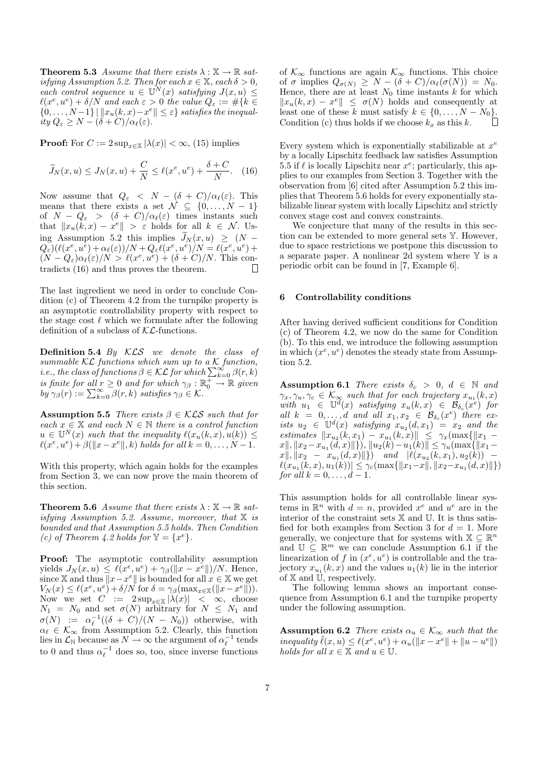**Theorem 5.3** *Assume that there exists $\lambda : \mathbb{X} \to \mathbb{R}$ satisfying Assumption 5.2. Then for each $x \in \mathbb{X}$, each $\delta > 0$, each control sequence $u \in \mathbb{U}^N(x)$ satisfying $J(x,u) \leq \ell(x^e,u^e) + \delta/N$ and each $\varepsilon > 0$ the value $Q_\varepsilon := \#\{k \in \{0,\dots,N-1\} \,|\, \|x_u(k,x) - x^e\| \leq \varepsilon\}$ satisfies the inequality $Q_\varepsilon \geq N - (\delta + C)/\alpha_\ell(\varepsilon)$.*

**Proof:** For $C := 2\sup_{x\in\mathbb{X}} |\lambda(x)| < \infty$, (15) implies

$$\widetilde{J}_N(x,u) \leq J_N(x,u) + \frac{C}{N} \leq \ell(x^e,u^e) + \frac{\delta + C}{N}. \quad (16)$$

Now assume that $Q_\varepsilon < N - (\delta + C)/\alpha_\ell(\varepsilon)$. This means that there exists a set $\mathcal{N} \subseteq \{0,\dots,N-1\}$ of $N - Q_\varepsilon > (\delta + C)/\alpha_\ell(\varepsilon)$ times instants such that $\|x_u(k,x) - x^e\| > \varepsilon$ holds for all $k \in \mathcal{N}$. Using Assumption 5.2 this implies $\widetilde{J}_N(x,u) \geq (N - Q_\varepsilon)(\ell(x^e,u^e) + \alpha_\ell(\varepsilon))/N + Q_\varepsilon \ell(x^e,u^e)/N = \ell(x^e,u^e) + (N - Q_\varepsilon)\alpha_\ell(\varepsilon)/N > \ell(x^e,u^e) + (\delta + C)/N$. This contradicts (16) and thus proves the theorem. $\square$

The last ingredient we need in order to conclude Condition (c) of Theorem 4.2 from the turnpike property is an asymptotic controllability property with respect to the stage cost $\ell$ which we formulate after the following definition of a subclass of $\mathcal{KL}$-functions.

**Definition 5.4** *By $\mathcal{KLS}$ we denote the class of summable $\mathcal{KL}$ functions which sum up to a $\mathcal{K}$ function, i.e., the class of functions $\beta \in \mathcal{KL}$ for which $\sum_{k=0}^\infty \beta(r,k)$ is finite for all $r \geq 0$ and for which $\gamma_\beta : \mathbb{R}_0^+ \to \mathbb{R}$ given by $\gamma_\beta(r) := \sum_{k=0}^\infty \beta(r,k)$ satisfies $\gamma_\beta \in \mathcal{K}$.*

**Assumption 5.5** *There exists $\beta \in \mathcal{KLS}$ such that for each $x \in \mathbb{X}$ and each $N \in \mathbb{N}$ there is a control function $u \in \mathbb{U}^N(x)$ such that the inequality $\ell(x_u(k,x),u(k)) \leq \ell(x^e,u^e) + \beta(\|x - x^e\|, k)$ holds for all $k = 0,\dots,N-1$.*

With this property, which again holds for the examples from Section 3, we can now prove the main theorem of this section.

**Theorem 5.6** *Assume that there exists $\lambda : \mathbb{X} \to \mathbb{R}$ satisfying Assumption 5.2. Assume, moreover, that $\mathbb{X}$ is bounded and that Assumption 5.5 holds. Then Condition (c) of Theorem 4.2 holds for $\mathbb{Y} = \{x^e\}$.*

**Proof:** The asymptotic controllability assumption yields $J_N(x,u) \leq \ell(x^e,u^e) + \gamma_\beta(\|x - x^e\|)/N$. Hence, since $\mathbb{X}$ and thus $\|x - x^e\|$ is bounded for all $x \in \mathbb{X}$ we get $V_N(x) \leq \ell(x^e,u^e) + \delta/N$ for $\delta = \gamma_\beta(\max_{x\in\mathbb{X}}(\|x - x^e\|))$. Now we set $C := 2\sup_{x\in\mathbb{X}} |\lambda(x)| < \infty$, choose $N_1 = N_0$ and set $\sigma(N)$ arbitrary for $N \leq N_1$ and $\sigma(N) := \alpha_\ell^{-1}((\delta + C)/(N - N_0))$ otherwise, with $\alpha_\ell \in \mathcal{K}_\infty$ from Assumption 5.2. Clearly, this function lies in $\mathcal{L}_\mathbb{N}$ because as $N \to \infty$ the argument of $\alpha_\ell^{-1}$ tends to 0 and thus $\alpha_\ell^{-1}$ does so, too, since inverse functions of $\mathcal{K}_\infty$ functions are again $\mathcal{K}_\infty$ functions. This choice of $\sigma$ implies $Q_{\sigma(N)} \geq N - (\delta + C)/\alpha_\ell(\sigma(N)) = N_0$. Hence, there are at least $N_0$ time instants $k$ for which $\|x_u(k,x) - x^e\| \leq \sigma(N)$ holds and consequently at least one of these $k$ must satisfy $k \in \{0,\dots,N - N_0\}$. Condition (c) thus holds if we choose $k_x$ as this $k$. $\square$

Every system which is exponentially stabilizable at $x^e$ by a locally Lipschitz feedback law satisfies Assumption 5.5 if $\ell$ is locally Lipschitz near $x^e$; particularly, this applies to our examples from Section 3. Together with the observation from [6] cited after Assumption 5.2 this implies that Theorem 5.6 holds for every exponentially stabilizable linear system with locally Lipschitz and strictly convex stage cost and convex constraints.

We conjecture that many of the results in this section can be extended to more general sets $\mathbb{Y}$. However, due to space restrictions we postpone this discussion to a separate paper. A nonlinear 2d system where $\mathbb{Y}$ is a periodic orbit can be found in [7, Example 6].

## 6 Controllability conditions

After having derived sufficient conditions for Condition (c) of Theorem 4.2, we now do the same for Condition (b). To this end, we introduce the following assumption in which $(x^e,u^e)$ denotes the steady state from Assumption 5.2.

**Assumption 6.1** *There exists $\delta_c > 0$, $d \in \mathbb{N}$ and $\gamma_x, \gamma_u, \gamma_c \in \mathcal{K}_\infty$ such that for each trajectory $x_{u_1}(k,x)$ with $u_1 \in \mathbb{U}^d(x)$ satisfying $x_u(k,x) \in \mathcal{B}_{\delta_c}(x^e)$ for all $k = 0,\dots,d$ and all $x_1, x_2 \in \mathcal{B}_{\delta_c}(x^e)$ there exists $u_2 \in \mathbb{U}^d(x)$ satisfying $x_{u_2}(d,x_1) = x_2$ and the estimates $\|x_{u_2}(k,x_1) - x_{u_1}(k,x)\| \leq \gamma_x(\max\{\|x_1 - x\|, \|x_2 - x_{u_1}(d,x)\|\})$, $\|u_2(k) - u_1(k)\| \leq \gamma_u(\max\{\|x_1 - x\|, \|x_2 - x_{u_1}(d,x)\|\})$ and $|\ell(x_{u_2}(k,x_1),u_2(k)) - \ell(x_{u_1}(k,x),u_1(k))| \leq \gamma_c(\max\{\|x_1 - x\|, \|x_2 - x_{u_1}(d,x)\|\})$ for all $k = 0,\dots,d-1$.*

This assumption holds for all controllable linear systems in $\mathbb{R}^n$ with $d = n$, provided $x^e$ and $u^e$ are in the interior of the constraint sets $\mathbb{X}$ and $\mathbb{U}$. It is thus satisfied for both examples from Section 3 for $d = 1$. More generally, we conjecture that for systems with $\mathbb{X} \subseteq \mathbb{R}^n$ and $\mathbb{U} \subseteq \mathbb{R}^m$ we can conclude Assumption 6.1 if the linearization of $f$ in $(x^e,u^e)$ is controllable and the trajectory $x_{u_1}(k,x)$ and the values $u_1(k)$ lie in the interior of $\mathbb{X}$ and $\mathbb{U}$, respectively.

The following lemma shows an important consequence from Assumption 6.1 and the turnpike property under the following assumption.

**Assumption 6.2** *There exists $\alpha_u \in \mathcal{K}_\infty$ such that the inequality $\tilde{\ell}(x,u) \leq \ell(x^e,u^e) + \alpha_u(\|x - x^e\| + \|u - u^e\|)$ holds for all $x \in \mathbb{X}$ and $u \in \mathbb{U}$.*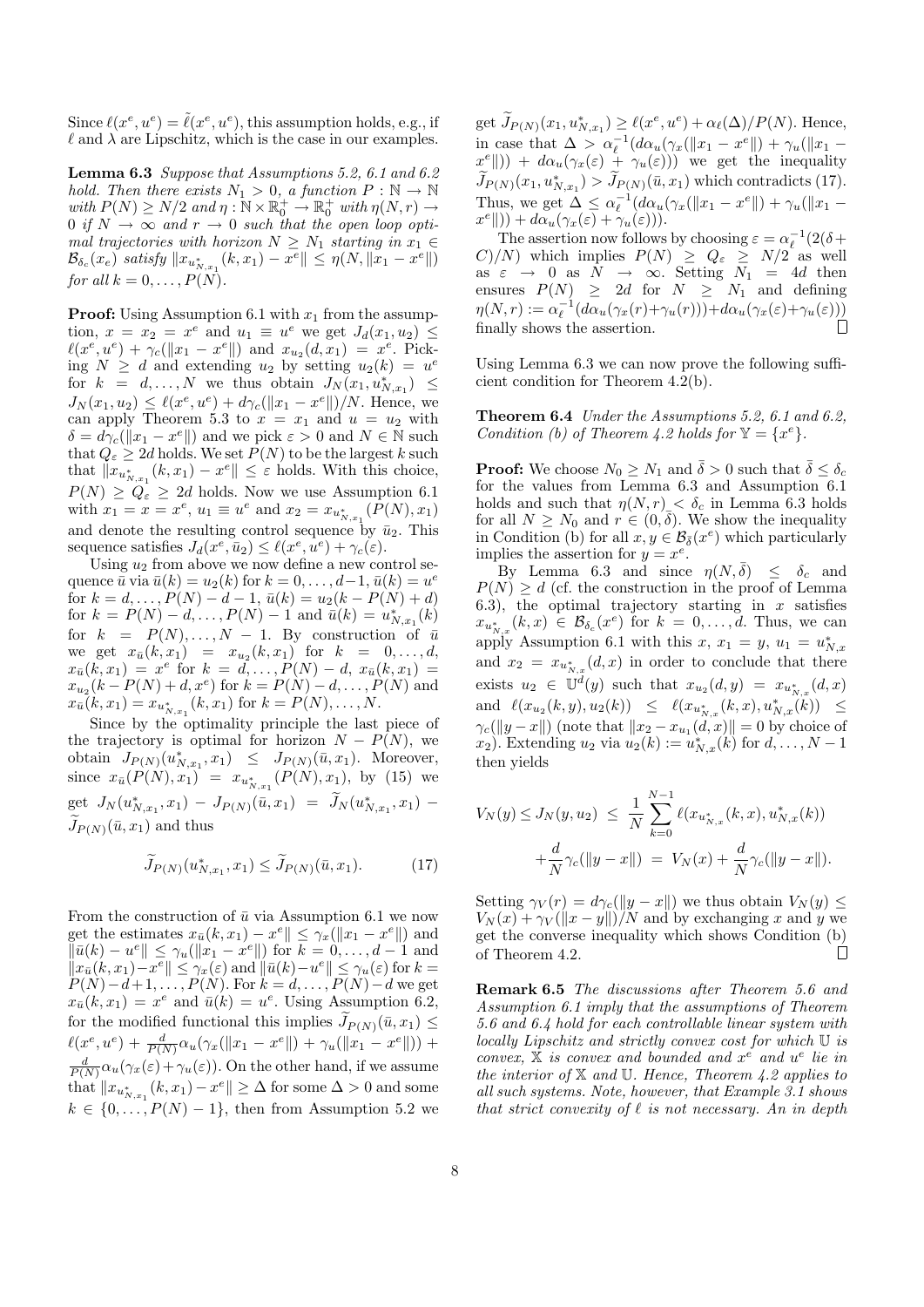Since $\ell(x^e, u^e) = \tilde{\ell}(x^e, u^e)$, this assumption holds, e.g., if $\ell$ and $\lambda$ are Lipschitz, which is the case in our examples.

**Lemma 6.3** *Suppose that Assumptions 5.2, 6.1 and 6.2 hold. Then there exists $N_1 > 0$, a function $P : \mathbb{N} \to \mathbb{N}$ with $P(N) \geq N/2$ and $\eta : \mathbb{N} \times \mathbb{R}_0^+ \to \mathbb{R}_0^+$ with $\eta(N, r) \to 0$ if $N \to \infty$ and $r \to 0$ such that the open loop optimal trajectories with horizon $N \geq N_1$ starting in $x_1 \in \mathcal{B}_{\delta_c}(x_e)$ satisfy $\|x_{u^*_{N,x_1}}(k, x_1) - x^e\| \leq \eta(N, \|x_1 - x^e\|)$ for all $k = 0, \ldots, P(N)$.*

**Proof:** Using Assumption 6.1 with $x_1$ from the assumption, $x = x_2 = x^e$ and $u_1 \equiv u^e$ we get $J_d(x_1, u_2) \leq \ell(x^e, u^e) + \gamma_c(\|x_1 - x^e\|)$ and $x_{u_2}(d, x_1) = x^e$. Picking $N \geq d$ and extending $u_2$ by setting $u_2(k) = u^e$ for $k = d, \ldots, N$ we thus obtain $J_N(x_1, u^*_{N,x_1}) \leq J_N(x_1, u_2) \leq \ell(x^e, u^e) + d\gamma_c(\|x_1 - x^e\|)/N$. Hence, we can apply Theorem 5.3 to $x = x_1$ and $u = u_2$ with $\delta = d\gamma_c(\|x_1 - x^e\|)$ and we pick $\varepsilon > 0$ and $N \in \mathbb{N}$ such that $Q_\varepsilon \geq 2d$ holds. We set $P(N)$ to be the largest $k$ such that $\|x_{u^*_{N,x_1}}(k, x_1) - x^e\| \leq \varepsilon$ holds. With this choice, $P(N) \geq Q_\varepsilon \geq 2d$ holds. Now we use Assumption 6.1 with $x_1 = x = x^e$, $u_1 \equiv u^e$ and $x_2 = x_{u^*_{N,x_1}}(P(N), x_1)$ and denote the resulting control sequence by $\bar{u}_2$. This sequence satisfies $J_d(x^e, \bar{u}_2) \leq \ell(x^e, u^e) + \gamma_c(\varepsilon)$.

Using $u_2$ from above we now define a new control sequence $\bar{u}$ via $\bar{u}(k) = u_2(k)$ for $k = 0, \ldots, d-1$, $\bar{u}(k) = u^e$ for $k = d, \ldots, P(N) - d - 1$, $\bar{u}(k) = u_2(k - P(N) + d)$ for $k = P(N) - d, \ldots, P(N) - 1$ and $\bar{u}(k) = u^*_{N,x_1}(k)$ for $k = P(N), \ldots, N - 1$. By construction of $\bar{u}$ we get $x_{\bar{u}}(k, x_1) = x_{u_2}(k, x_1)$ for $k = 0, \ldots, d$, $x_{\bar{u}}(k, x_1) = x^e$ for $k = d, \ldots, P(N) - d$, $x_{\bar{u}}(k, x_1) = x_{u_2}(k - P(N) + d, x^e)$ for $k = P(N) - d, \ldots, P(N)$ and $x_{\bar{u}}(k, x_1) = x_{u^*_{N,x_1}}(k, x_1)$ for $k = P(N), \ldots, N$.

Since by the optimality principle the last piece of the trajectory is optimal for horizon $N - P(N)$, we obtain $J_{P(N)}(u^*_{N,x_1}, x_1) \leq J_{P(N)}(\bar{u}, x_1)$. Moreover, since $x_{\bar{u}}(P(N), x_1) = x_{u^*_{N,x_1}}(P(N), x_1)$, by (15) we get $J_N(u^*_{N,x_1}, x_1) - J_{P(N)}(\bar{u}, x_1) = \widetilde{J}_N(u^*_{N,x_1}, x_1) - \widetilde{J}_{P(N)}(\bar{u}, x_1)$ and thus

$$\widetilde{J}_{P(N)}(u^*_{N,x_1}, x_1) \leq \widetilde{J}_{P(N)}(\bar{u}, x_1). \tag{17}$$

From the construction of $\bar{u}$ via Assumption 6.1 we now get the estimates $x_{\bar{u}}(k, x_1) - x^e\| \leq \gamma_x(\|x_1 - x^e\|)$ and $\|\bar{u}(k) - u^e\| \leq \gamma_u(\|x_1 - x^e\|)$ for $k = 0, \ldots, d-1$ and $\|x_{\bar{u}}(k, x_1) - x^e\| \leq \gamma_x(\varepsilon)$ and $\|\bar{u}(k) - u^e\| \leq \gamma_u(\varepsilon)$ for $k = P(N) - d + 1, \ldots, P(N)$. For $k = d, \ldots, P(N) - d$ we get $x_{\bar{u}}(k, x_1) = x^e$ and $\bar{u}(k) = u^e$. Using Assumption 6.2, for the modified functional this implies $\widetilde{J}_{P(N)}(\bar{u}, x_1) \leq \ell(x^e, u^e) + \frac{d}{P(N)}\alpha_u(\gamma_x(\|x_1 - x^e\|) + \gamma_u(\|x_1 - x^e\|)) + \frac{d}{P(N)}\alpha_u(\gamma_x(\varepsilon) + \gamma_u(\varepsilon))$. On the other hand, if we assume that $\|x_{u^*_{N,x_1}}(k, x_1) - x^e\| \geq \Delta$ for some $\Delta > 0$ and some $k \in \{0, \ldots, P(N) - 1\}$, then from Assumption 5.2 we get $\widetilde{J}_{P(N)}(x_1, u^*_{N,x_1}) \geq \ell(x^e, u^e) + \alpha_\ell(\Delta)/P(N)$. Hence, in case that $\Delta > \alpha_\ell^{-1}(d\alpha_u(\gamma_x(\|x_1 - x^e\|) + \gamma_u(\|x_1 - x^e\|)) + d\alpha_u(\gamma_x(\varepsilon) + \gamma_u(\varepsilon)))$ we get the inequality $\widetilde{J}_{P(N)}(x_1, u^*_{N,x_1}) > \widetilde{J}_{P(N)}(\bar{u}, x_1)$ which contradicts (17). Thus, we get $\Delta \leq \alpha_\ell^{-1}(d\alpha_u(\gamma_x(\|x_1 - x^e\|) + \gamma_u(\|x_1 - x^e\|)) + d\alpha_u(\gamma_x(\varepsilon) + \gamma_u(\varepsilon)))$.

The assertion now follows by choosing $\varepsilon = \alpha_\ell^{-1}(2(\delta + C)/N)$ which implies $P(N) \geq Q_\varepsilon \geq N/2$ as well as $\varepsilon \to 0$ as $N \to \infty$. Setting $N_1 = 4d$ then ensures $P(N) \geq 2d$ for $N \geq N_1$ and defining $\eta(N, r) := \alpha_\ell^{-1}(d\alpha_u(\gamma_x(r) + \gamma_u(r))) + d\alpha_u(\gamma_x(\varepsilon) + \gamma_u(\varepsilon)))$ finally shows the assertion. $\square$

Using Lemma 6.3 we can now prove the following sufficient condition for Theorem 4.2(b).

**Theorem 6.4** *Under the Assumptions 5.2, 6.1 and 6.2, Condition (b) of Theorem 4.2 holds for $\mathbb{Y} = \{x^e\}$.*

**Proof:** We choose $N_0 \geq N_1$ and $\bar{\delta} > 0$ such that $\bar{\delta} \leq \delta_c$ for the values from Lemma 6.3 and Assumption 6.1 holds and such that $\eta(N, r) < \delta_c$ in Lemma 6.3 holds for all $N \geq N_0$ and $r \in (0, \bar{\delta})$. We show the inequality in Condition (b) for all $x, y \in \mathcal{B}_{\bar{\delta}}(x^e)$ which particularly implies the assertion for $y = x^e$.

By Lemma 6.3 and since $\eta(N, \bar{\delta}) \leq \delta_c$ and $P(N) \geq d$ (cf. the construction in the proof of Lemma 6.3), the optimal trajectory starting in $x$ satisfies $x_{u^*_{N,x}}(k, x) \in \mathcal{B}_{\delta_c}(x^e)$ for $k = 0, \ldots, d$. Thus, we can apply Assumption 6.1 with this $x$, $x_1 = y$, $u_1 = u^*_{N,x}$ and $x_2 = x_{u^*_{N,x}}(d, x)$ in order to conclude that there exists $u_2 \in \mathbb{U}^d(y)$ such that $x_{u_2}(d, y) = x_{u^*_{N,x}}(d, x)$ and $\ell(x_{u_2}(k, y), u_2(k)) \leq \ell(x_{u^*_{N,x}}(k, x), u^*_{N,x}(k)) \leq \gamma_c(\|y - x\|)$ (note that $\|x_2 - x_{u_1}(d, x)\| = 0$ by choice of $x_2$). Extending $u_2$ via $u_2(k) := u^*_{N,x}(k)$ for $d, \ldots, N-1$ then yields

$$V_N(y) \leq J_N(y, u_2) \leq \frac{1}{N}\sum_{k=0}^{N-1} \ell(x_{u^*_{N,x}}(k, x), u^*_{N,x}(k)) + \frac{d}{N}\gamma_c(\|y - x\|) = V_N(x) + \frac{d}{N}\gamma_c(\|y - x\|).$$

Setting $\gamma_V(r) = d\gamma_c(\|y - x\|)$ we thus obtain $V_N(y) \leq V_N(x) + \gamma_V(\|x - y\|)/N$ and by exchanging $x$ and $y$ we get the converse inequality which shows Condition (b) of Theorem 4.2. $\square$

**Remark 6.5** *The discussions after Theorem 5.6 and Assumption 6.1 imply that the assumptions of Theorem 5.6 and 6.4 hold for each controllable linear system with locally Lipschitz and strictly convex cost for which $\mathbb{U}$ is convex, $\mathbb{X}$ is convex and bounded and $x^e$ and $u^e$ lie in the interior of $\mathbb{X}$ and $\mathbb{U}$. Hence, Theorem 4.2 applies to all such systems. Note, however, that Example 3.1 shows that strict convexity of $\ell$ is not necessary. An in depth*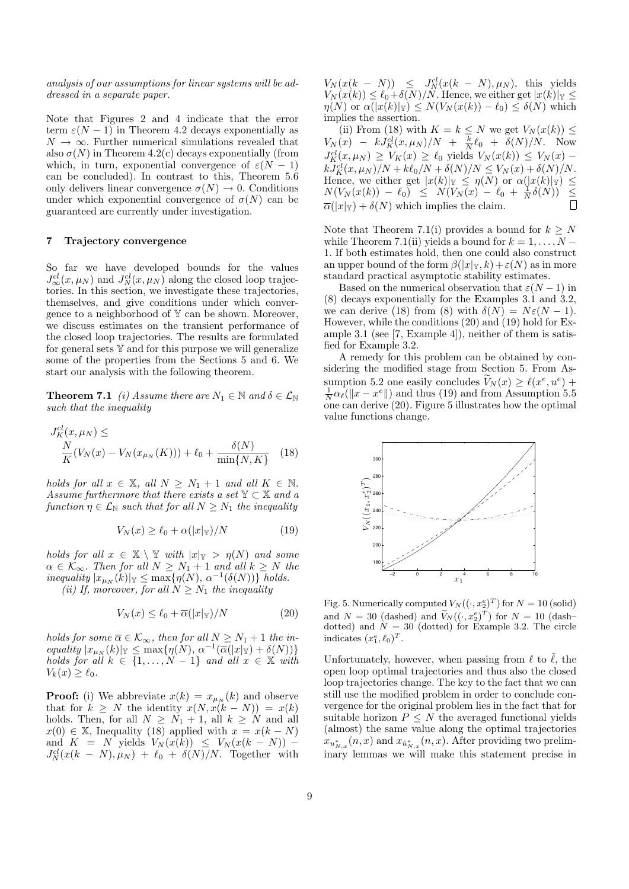*analysis of our assumptions for linear systems will be addressed in a separate paper.*

Note that Figures 2 and 4 indicate that the error term $\varepsilon(N-1)$ in Theorem 4.2 decays exponentially as $N \to \infty$. Further numerical simulations revealed that also $\sigma(N)$ in Theorem 4.2(c) decays exponentially (from which, in turn, exponential convergence of $\varepsilon(N-1)$ can be concluded). In contrast to this, Theorem 5.6 only delivers linear convergence $\sigma(N) \to 0$. Conditions under which exponential convergence of $\sigma(N)$ can be guaranteed are currently under investigation.

## 7 Trajectory convergence

So far we have developed bounds for the values $J_\infty^{cl}(x, \mu_N)$ and $J_N^{cl}(x, \mu_N)$ along the closed loop trajectories. In this section, we investigate these trajectories, themselves, and give conditions under which convergence to a neighborhood of $\mathbb{Y}$ can be shown. Moreover, we discuss estimates on the transient performance of the closed loop trajectories. The results are formulated for general sets $\mathbb{Y}$ and for this purpose we will generalize some of the properties from the Sections 5 and 6. We start our analysis with the following theorem.

**Theorem 7.1** *(i) Assume there are $N_1 \in \mathbb{N}$ and $\delta \in \mathcal{L}_\mathbb{N}$ such that the inequality*

$$J_K^{cl}(x, \mu_N) \leq \frac{N}{K}(V_N(x) - V_N(x_{\mu_N}(K))) + \ell_0 + \frac{\delta(N)}{\min\{N, K\}} \quad (18)$$

*holds for all $x \in \mathbb{X}$, all $N \geq N_1 + 1$ and all $K \in \mathbb{N}$. Assume furthermore that there exists a set $\mathbb{Y} \subset \mathbb{X}$ and a function $\eta \in \mathcal{L}_\mathbb{N}$ such that for all $N \geq N_1$ the inequality*

$$V_N(x) \geq \ell_0 + \alpha(|x|_\mathbb{Y})/N \quad (19)$$

*holds for all $x \in \mathbb{X} \setminus \mathbb{Y}$ with $|x|_\mathbb{Y} > \eta(N)$ and some $\alpha \in \mathcal{K}_\infty$. Then for all $N \geq N_1 + 1$ and all $k \geq N$ the inequality $|x_{\mu_N}(k)|_\mathbb{Y} \leq \max\{\eta(N), \alpha^{-1}(\delta(N))\}$ holds.*

*(ii) If, moreover, for all $N \geq N_1$ the inequality*

$$V_N(x) \leq \ell_0 + \overline{\alpha}(|x|_\mathbb{Y})/N \quad (20)$$

*holds for some $\overline{\alpha} \in \mathcal{K}_\infty$, then for all $N \geq N_1 + 1$ the inequality $|x_{\mu_N}(k)|_\mathbb{Y} \leq \max\{\eta(N), \alpha^{-1}(\overline{\alpha}(|x|_\mathbb{Y}) + \delta(N))\}$ holds for all $k \in \{1, \ldots, N-1\}$ and all $x \in \mathbb{X}$ with $V_k(x) \geq \ell_0$.*

**Proof:** (i) We abbreviate $x(k) = x_{\mu_N}(k)$ and observe that for $k \geq N$ the identity $x(N, x(k-N)) = x(k)$ holds. Then, for all $N \geq N_1 + 1$, all $k \geq N$ and all $x(0) \in \mathbb{X}$, Inequality (18) applied with $x = x(k-N)$ and $K = N$ yields $V_N(x(k)) \leq V_N(x(k-N)) - J_N^{cl}(x(k-N), \mu_N) + \ell_0 + \delta(N)/N$. Together with $V_N(x(k-N)) \leq J_N^{cl}(x(k-N), \mu_N)$, this yields $V_N(x(k)) \leq \ell_0 + \delta(N)/N$. Hence, we either get $|x(k)|_\mathbb{Y} \leq \eta(N)$ or $\alpha(|x(k)|_\mathbb{Y}) \leq N(V_N(x(k)) - \ell_0) \leq \delta(N)$ which implies the assertion.

(ii) From (18) with $K = k \leq N$ we get $V_N(x(k)) \leq V_N(x) - kJ_K^{cl}(x, \mu_N)/N + \frac{k}{N}\ell_0 + \delta(N)/N$. Now $J_K^{cl}(x, \mu_N) \geq V_K(x) \geq \ell_0$ yields $V_N(x(k)) \leq V_N(x) - kJ_K^{cl}(x, \mu_N)/N + k\ell_0/N + \delta(N)/N \leq V_N(x) + \delta(N)/N$. Hence, we either get $|x(k)|_\mathbb{Y} \leq \eta(N)$ or $\alpha(|x(k)|_\mathbb{Y}) \leq N(V_N(x(k)) - \ell_0) \leq N(V_N(x) - \ell_0 + \frac{1}{N}\delta(N)) \leq \overline{\alpha}(|x|_\mathbb{Y}) + \delta(N)$ which implies the claim. $\square$

Note that Theorem 7.1(i) provides a bound for $k \geq N$ while Theorem 7.1(ii) yields a bound for $k = 1, \ldots, N-1$. If both estimates hold, then one could also construct an upper bound of the form $\beta(|x|_\mathbb{Y}, k) + \varepsilon(N)$ as in more standard practical asymptotic stability estimates.

Based on the numerical observation that $\varepsilon(N-1)$ in (8) decays exponentially for the Examples 3.1 and 3.2, we can derive (18) from (8) with $\delta(N) = N\varepsilon(N-1)$. However, while the conditions (20) and (19) hold for Example 3.1 (see [7, Example 4]), neither of them is satisfied for Example 3.2.

A remedy for this problem can be obtained by considering the modified stage from Section 5. From Assumption 5.2 one easily concludes $\widetilde{V}_N(x) \geq \ell(x^e, u^e) + \frac{1}{N}\alpha_\ell(\|x - x^e\|)$ and thus (19) and from Assumption 5.5 one can derive (20). Figure 5 illustrates how the optimal value functions change.

Fig. 5. Numerically computed $V_N((\cdot, x_2^e)^T)$ for $N = 10$ (solid) and $N = 30$ (dashed) and $\widetilde{V}_N((\cdot, x_2^e)^T)$ for $N = 10$ (dash–dotted) and $N = 30$ (dotted) for Example 3.2. The circle indicates $(x_1^e, \ell_0)^T$.

Unfortunately, however, when passing from $\ell$ to $\tilde{\ell}$, the open loop optimal trajectories and thus also the closed loop trajectories change. The key to the fact that we can still use the modified problem in order to conclude convergence for the original problem lies in the fact that for suitable horizon $P \leq N$ the averaged functional yields (almost) the same value along the optimal trajectories $x_{u_{N,x}^*}(n, x)$ and $x_{\tilde{u}_{N,x}^*}(n, x)$. After providing two preliminary lemmas we will make this statement precise in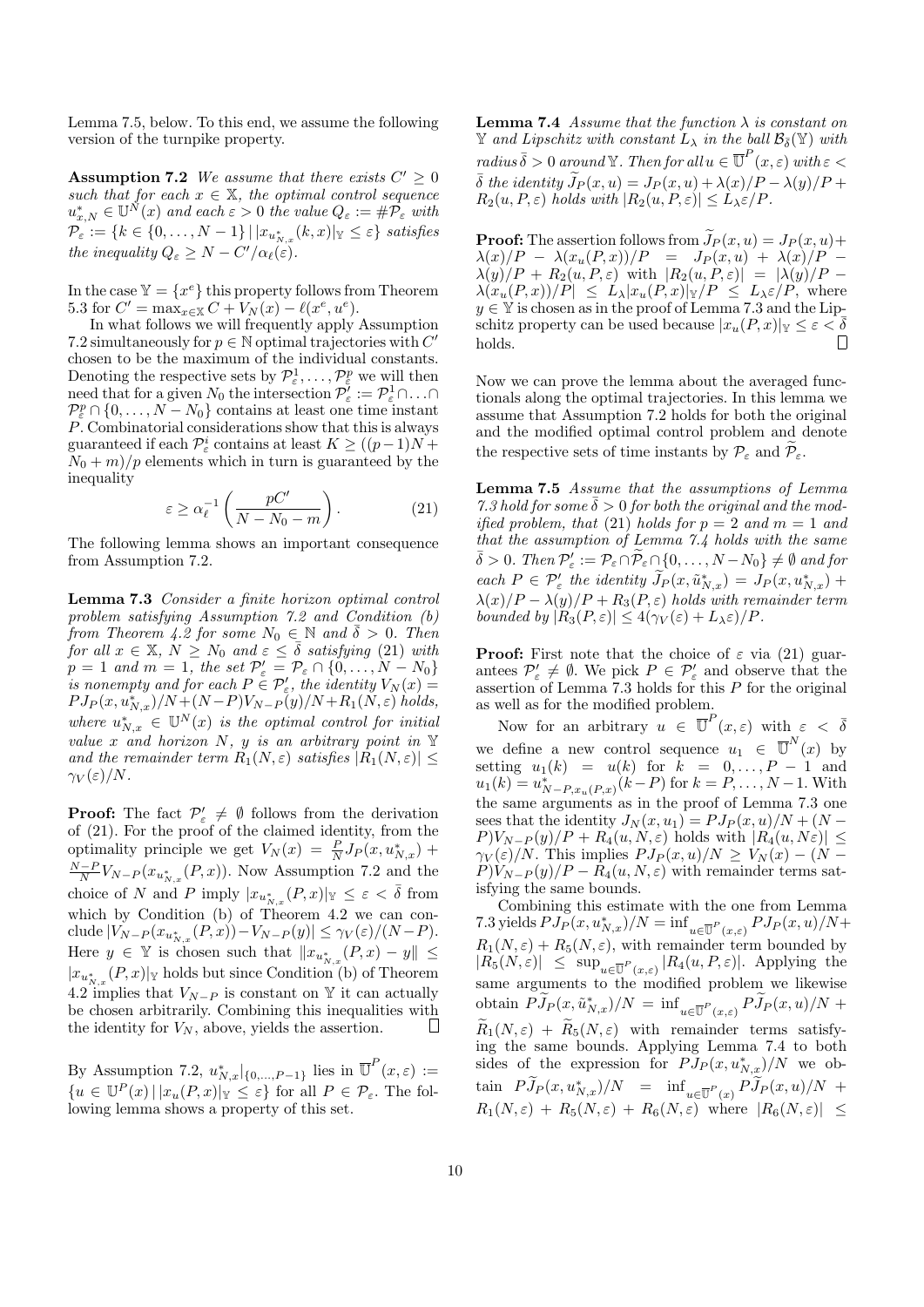Lemma 7.5, below. To this end, we assume the following version of the turnpike property.

**Assumption 7.2** *We assume that there exists $C' \geq 0$ such that for each $x \in \mathbb{X}$, the optimal control sequence $u^*_{x,N} \in \mathbb{U}^N(x)$ and each $\varepsilon > 0$ the value $Q_\varepsilon := \#\mathcal{P}_\varepsilon$ with $\mathcal{P}_\varepsilon := \{k \in \{0, \ldots, N-1\} \,|\, |x_{u^*_{N,x}}(k,x)|_{\mathbb{Y}} \leq \varepsilon\}$ satisfies the inequality $Q_\varepsilon \geq N - C'/\alpha_\ell(\varepsilon)$.*

In the case $\mathbb{Y} = \{x^e\}$ this property follows from Theorem 5.3 for $C' = \max_{x \in \mathbb{X}} C + V_N(x) - \ell(x^e, u^e)$.

In what follows we will frequently apply Assumption 7.2 simultaneously for $p \in \mathbb{N}$ optimal trajectories with $C'$ chosen to be the maximum of the individual constants. Denoting the respective sets by $\mathcal{P}^1_\varepsilon, \ldots, \mathcal{P}^p_\varepsilon$ we will then need that for a given $N_0$ the intersection $\mathcal{P}'_\varepsilon := \mathcal{P}^1_\varepsilon \cap \ldots \cap \mathcal{P}^p_\varepsilon \cap \{0, \ldots, N - N_0\}$ contains at least one time instant $P$. Combinatorial considerations show that this is always guaranteed if each $\mathcal{P}^i_\varepsilon$ contains at least $K \geq ((p-1)N + N_0 + m)/p$ elements which in turn is guaranteed by the inequality

$$\varepsilon \geq \alpha_\ell^{-1}\left(\frac{pC'}{N - N_0 - m}\right). \tag{21}$$

The following lemma shows an important consequence from Assumption 7.2.

**Lemma 7.3** *Consider a finite horizon optimal control problem satisfying Assumption 7.2 and Condition (b) from Theorem 4.2 for some $N_0 \in \mathbb{N}$ and $\bar{\delta} > 0$. Then for all $x \in \mathbb{X}$, $N \geq N_0$ and $\varepsilon \leq \bar{\delta}$ satisfying (21) with $p = 1$ and $m = 1$, the set $\mathcal{P}'_\varepsilon = \mathcal{P}_\varepsilon \cap \{0, \ldots, N - N_0\}$ is nonempty and for each $P \in \mathcal{P}'_\varepsilon$, the identity $V_N(x) = PJ_P(x, u^*_{N,x})/N + (N-P)V_{N-P}(y)/N + R_1(N, \varepsilon)$ holds, where $u^*_{N,x} \in \mathbb{U}^N(x)$ is the optimal control for initial value $x$ and horizon $N$, $y$ is an arbitrary point in $\mathbb{Y}$ and the remainder term $R_1(N, \varepsilon)$ satisfies $|R_1(N, \varepsilon)| \leq \gamma_V(\varepsilon)/N$.*

**Proof:** The fact $\mathcal{P}'_\varepsilon \neq \emptyset$ follows from the derivation of (21). For the proof of the claimed identity, from the optimality principle we get $V_N(x) = \frac{P}{N} J_P(x, u^*_{N,x}) + \frac{N-P}{N} V_{N-P}(x_{u^*_{N,x}}(P, x))$. Now Assumption 7.2 and the choice of $N$ and $P$ imply $|x_{u^*_{N,x}}(P,x)|_{\mathbb{Y}} \leq \varepsilon < \bar{\delta}$ from which by Condition (b) of Theorem 4.2 we can conclude $|V_{N-P}(x_{u^*_{N,x}}(P,x)) - V_{N-P}(y)| \leq \gamma_V(\varepsilon)/(N-P)$. Here $y \in \mathbb{Y}$ is chosen such that $\|x_{u^*_{N,x}}(P,x) - y\| \leq |x_{u^*_{N,x}}(P,x)|_{\mathbb{Y}}$ holds but since Condition (b) of Theorem 4.2 implies that $V_{N-P}$ is constant on $\mathbb{Y}$ it can actually be chosen arbitrarily. Combining this inequalities with the identity for $V_N$, above, yields the assertion. $\square$

By Assumption 7.2, $u^*_{N,x}|_{\{0,\ldots,P-1\}}$ lies in $\overline{\mathbb{U}}^P(x, \varepsilon) := \{u \in \mathbb{U}^P(x) \,|\, |x_u(P,x)|_{\mathbb{Y}} \leq \varepsilon\}$ for all $P \in \mathcal{P}_\varepsilon$. The following lemma shows a property of this set.

**Lemma 7.4** *Assume that the function $\lambda$ is constant on $\mathbb{Y}$ and Lipschitz with constant $L_\lambda$ in the ball $\mathcal{B}_{\bar{\delta}}(\mathbb{Y})$ with radius $\bar{\delta} > 0$ around $\mathbb{Y}$. Then for all $u \in \overline{\mathbb{U}}^P(x, \varepsilon)$ with $\varepsilon < \bar{\delta}$ the identity $\widetilde{J}_P(x, u) = J_P(x, u) + \lambda(x)/P - \lambda(y)/P + R_2(u, P, \varepsilon)$ holds with $|R_2(u, P, \varepsilon)| \leq L_\lambda \varepsilon / P$.*

**Proof:** The assertion follows from $\widetilde{J}_P(x, u) = J_P(x, u) + \lambda(x)/P - \lambda(x_u(P, x))/P = J_P(x, u) + \lambda(x)/P - \lambda(y)/P + R_2(u, P, \varepsilon)$ with $|R_2(u, P, \varepsilon)| = |\lambda(y)/P - \lambda(x_u(P, x))/P| \leq L_\lambda |x_u(P,x)|_{\mathbb{Y}}/P \leq L_\lambda \varepsilon / P$, where $y \in \mathbb{Y}$ is chosen as in the proof of Lemma 7.3 and the Lipschitz property can be used because $|x_u(P,x)|_{\mathbb{Y}} \leq \varepsilon < \bar{\delta}$ holds. $\square$

Now we can prove the lemma about the averaged functionals along the optimal trajectories. In this lemma we assume that Assumption 7.2 holds for both the original and the modified optimal control problem and denote the respective sets of time instants by $\mathcal{P}_\varepsilon$ and $\widetilde{\mathcal{P}}_\varepsilon$.

**Lemma 7.5** *Assume that the assumptions of Lemma 7.3 hold for some $\bar{\delta} > 0$ for both the original and the modified problem, that (21) holds for $p = 2$ and $m = 1$ and that the assumption of Lemma 7.4 holds with the same $\bar{\delta} > 0$. Then $\mathcal{P}'_\varepsilon := \mathcal{P}_\varepsilon \cap \widetilde{\mathcal{P}}_\varepsilon \cap \{0, \ldots, N - N_0\} \neq \emptyset$ and for each $P \in \mathcal{P}'_\varepsilon$ the identity $\widetilde{J}_P(x, \tilde{u}^*_{N,x}) = J_P(x, u^*_{N,x}) + \lambda(x)/P - \lambda(y)/P + R_3(P, \varepsilon)$ holds with remainder term bounded by $|R_3(P, \varepsilon)| \leq 4(\gamma_V(\varepsilon) + L_\lambda \varepsilon)/P$.*

**Proof:** First note that the choice of $\varepsilon$ via (21) guarantees $\mathcal{P}'_\varepsilon \neq \emptyset$. We pick $P \in \mathcal{P}'_\varepsilon$ and observe that the assertion of Lemma 7.3 holds for this $P$ for the original as well as for the modified problem.

Now for an arbitrary $u \in \overline{\mathbb{U}}^P(x, \varepsilon)$ with $\varepsilon < \bar{\delta}$ we define a new control sequence $u_1 \in \overline{\mathbb{U}}^N(x)$ by setting $u_1(k) = u(k)$ for $k = 0, \ldots, P-1$ and $u_1(k) = u^*_{N-P, x_u(P,x)}(k - P)$ for $k = P, \ldots, N-1$. With the same arguments as in the proof of Lemma 7.3 one sees that the identity $J_N(x, u_1) = PJ_P(x, u)/N + (N - P)V_{N-P}(y)/P + R_4(u, N, \varepsilon)$ holds with $|R_4(u, N\varepsilon)| \leq \gamma_V(\varepsilon)/N$. This implies $PJ_P(x, u)/N \geq V_N(x) - (N - P)V_{N-P}(y)/P - R_4(u, N, \varepsilon)$ with remainder terms satisfying the same bounds.

Combining this estimate with the one from Lemma 7.3 yields $PJ_P(x, u^*_{N,x})/N = \inf_{u \in \overline{\mathbb{U}}^P(x,\varepsilon)} PJ_P(x, u)/N + R_1(N, \varepsilon) + R_5(N, \varepsilon)$, with remainder term bounded by $|R_5(N, \varepsilon)| \leq \sup_{u \in \overline{\mathbb{U}}^P(x,\varepsilon)} |R_4(u, P, \varepsilon)|$. Applying the same arguments to the modified problem we likewise obtain $P\widetilde{J}_P(x, \tilde{u}^*_{N,x})/N = \inf_{u \in \overline{\mathbb{U}}^P(x,\varepsilon)} P\widetilde{J}_P(x, u)/N + \widetilde{R}_1(N, \varepsilon) + \widetilde{R}_5(N, \varepsilon)$ with remainder terms satisfying the same bounds. Applying Lemma 7.4 to both sides of the expression for $PJ_P(x, u^*_{N,x})/N$ we obtain $P\widetilde{J}_P(x, u^*_{N,x})/N = \inf_{u \in \overline{\mathbb{U}}^P(x)} P\widetilde{J}_P(x, u)/N + R_1(N, \varepsilon) + R_5(N, \varepsilon) + R_6(N, \varepsilon)$ where $|R_6(N, \varepsilon)| \leq$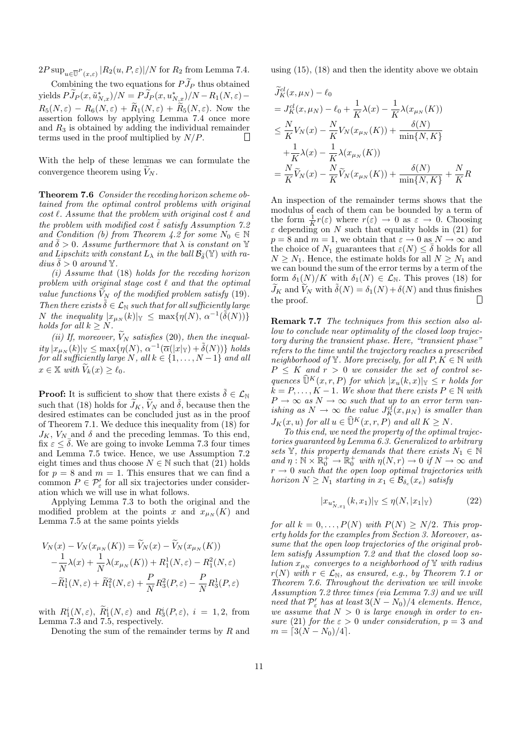$2P \sup_{u\in\overline{\mathbb{U}}^P(x,\varepsilon)} |R_2(u,P,\varepsilon)|/N$ for $R_2$ from Lemma 7.4.

Combining the two equations for $P\widetilde{J}_P$ thus obtained yields $P\widetilde{J}_P(x,\tilde{u}^*_{N,x})/N = P\widetilde{J}_P(x,u^*_{N,x})/N - R_1(N,\varepsilon) - R_5(N,\varepsilon) - R_6(N,\varepsilon) + \widetilde{R}_1(N,\varepsilon) + \widetilde{R}_5(N,\varepsilon)$. Now the assertion follows by applying Lemma 7.4 once more and $R_3$ is obtained by adding the individual remainder terms used in the proof multiplied by $N/P$. □

With the help of these lemmas we can formulate the convergence theorem using $\widetilde{V}_N$.

**Theorem 7.6** *Consider the receding horizon scheme obtained from the optimal control problems with original cost $\ell$. Assume that the problem with original cost $\ell$ and the problem with modified cost $\tilde{\ell}$ satisfy Assumption 7.2 and Condition (b) from Theorem 4.2 for some $N_0 \in \mathbb{N}$ and $\bar{\delta} > 0$. Assume furthermore that $\lambda$ is constant on $\mathbb{Y}$ and Lipschitz with constant $L_\lambda$ in the ball $\mathcal{B}_{\bar{\delta}}(\mathbb{Y})$ with radius $\bar{\delta} > 0$ around $\mathbb{Y}$.*

*(i) Assume that (18) holds for the receding horizon problem with original stage cost $\ell$ and that the optimal value functions $\widetilde{V}_N$ of the modified problem satisfy (19). Then there exists $\tilde{\delta} \in \mathcal{L}_\mathbb{N}$ such that for all sufficiently large $N$ the inequality $|x_{\mu_N}(k)|_\mathbb{Y} \le \max\{\eta(N),\, \alpha^{-1}(\tilde{\delta}(N))\}$ holds for all $k \ge N$.*

*(ii) If, moreover, $\widetilde{V}_N$ satisfies (20), then the inequality $|x_{\mu_N}(k)|_\mathbb{Y} \le \max\{\eta(N),\, \alpha^{-1}(\overline{\alpha}(|x|_\mathbb{Y}) + \tilde{\delta}(N))\}$ holds for all sufficiently large $N$, all $k \in \{1,\dots,N-1\}$ and all $x \in \mathbb{X}$ with $\widetilde{V}_k(x) \ge \ell_0$.*

**Proof:** It is sufficient to show that there exists $\tilde{\delta} \in \mathcal{L}_\mathbb{N}$ such that (18) holds for $\widetilde{J}_K$, $\widetilde{V}_N$ and $\tilde{\delta}$, because then the desired estimates can be concluded just as in the proof of Theorem 7.1. We deduce this inequality from (18) for $J_K$, $V_N$ and $\delta$ and the preceding lemmas. To this end, fix $\varepsilon \le \bar{\delta}$. We are going to invoke Lemma 7.3 four times and Lemma 7.5 twice. Hence, we use Assumption 7.2 eight times and thus choose $N \in \mathbb{N}$ such that (21) holds for $p = 8$ and $m = 1$. This ensures that we can find a common $P \in \mathcal{P}'_\varepsilon$ for all six trajectories under consideration which we will use in what follows.

Applying Lemma 7.3 to both the original and the modified problem at the points $x$ and $x_{\mu_N}(K)$ and Lemma 7.5 at the same points yields

$$
\begin{aligned}
V_N(x) - V_N(x_{\mu_N}(K)) &= \widetilde{V}_N(x) - \widetilde{V}_N(x_{\mu_N}(K)) \\
&- \frac{1}{N}\lambda(x) + \frac{1}{N}\lambda(x_{\mu_N}(K)) + R_1^1(N,\varepsilon) - R_1^2(N,\varepsilon) \\
&- \widetilde{R}_1^1(N,\varepsilon) + \widetilde{R}_1^2(N,\varepsilon) + \frac{P}{N}R_3^2(P,\varepsilon) - \frac{P}{N}R_3^1(P,\varepsilon)
\end{aligned}
$$

with $R_1^i(N,\varepsilon)$, $\widetilde{R}_1^i(N,\varepsilon)$ and $R_3^i(P,\varepsilon)$, $i = 1,2$, from Lemma 7.3 and 7.5, respectively.

Denoting the sum of the remainder terms by $R$ and using (15), (18) and then the identity above we obtain

$$
\begin{aligned}
&\widetilde{J}_K^{cl}(x,\mu_N) - \ell_0 \\
&= J_K^{cl}(x,\mu_N) - \ell_0 + \frac{1}{K}\lambda(x) - \frac{1}{K}\lambda(x_{\mu_N}(K)) \\
&\le \frac{N}{K}V_N(x) - \frac{N}{K}V_N(x_{\mu_N}(K)) + \frac{\delta(N)}{\min\{N,K\}} \\
&\quad + \frac{1}{K}\lambda(x) - \frac{1}{K}\lambda(x_{\mu_N}(K)) \\
&= \frac{N}{K}\widetilde{V}_N(x) - \frac{N}{K}\widetilde{V}_N(x_{\mu_N}(K)) + \frac{\delta(N)}{\min\{N,K\}} + \frac{N}{K}R
\end{aligned}
$$

An inspection of the remainder terms shows that the modulus of each of them can be bounded by a term of the form $\frac{1}{K}r(\varepsilon)$ where $r(\varepsilon) \to 0$ as $\varepsilon \to 0$. Choosing $\varepsilon$ depending on $N$ such that equality holds in (21) for $p = 8$ and $m = 1$, we obtain that $\varepsilon \to 0$ as $N \to \infty$ and the choice of $N_1$ guarantees that $\varepsilon(N) \le \bar{\delta}$ holds for all $N \ge N_1$. Hence, the estimate holds for all $N \ge N_1$ and we can bound the sum of the error terms by a term of the form $\delta_1(N)/K$ with $\delta_1(N) \in \mathcal{L}_\mathbb{N}$. This proves (18) for $\widetilde{J}_K$ and $\widetilde{V}_N$ with $\tilde{\delta}(N) = \delta_1(N) + \delta(N)$ and thus finishes the proof. □

**Remark 7.7** *The techniques from this section also allow to conclude near optimality of the closed loop trajectory during the transient phase. Here, "transient phase" refers to the time until the trajectory reaches a prescribed neighborhood of $\mathbb{Y}$. More precisely, for all $P, K \in \mathbb{N}$ with $P \le K$ and $r > 0$ we consider the set of control sequences $\widehat{\mathbb{U}}^K(x,r,P)$ for which $|x_u(k,x)|_\mathbb{Y} \le r$ holds for $k = P,\dots,K-1$. We show that there exists $P \in \mathbb{N}$ with $P \to \infty$ as $N \to \infty$ such that up to an error term vanishing as $N \to \infty$ the value $J_K^{cl}(x,\mu_N)$ is smaller than $J_K(x,u)$ for $u \in \widehat{\mathbb{U}}^K(x,r,P)$ and all $K \ge N$.*

*To this end, we need the property of the optimal trajectories guaranteed by Lemma 6.3. Generalized to arbitrary sets $\mathbb{Y}$, this property demands that there exists $N_1 \in \mathbb{N}$ and $\eta : \mathbb{N}\times\mathbb{R}_0^+ \to \mathbb{R}_0^+$ with $\eta(N,r) \to 0$ if $N \to \infty$ and $r \to 0$ such that the open loop optimal trajectories with horizon $N \ge N_1$ starting in $x_1 \in \mathcal{B}_{\delta_c}(x_e)$ satisfy*

$$
|x_{u^*_{N,x_1}}(k,x_1)|_\mathbb{Y} \le \eta(N,|x_1|_\mathbb{Y}) \tag{22}
$$

*for all $k = 0,\dots,P(N)$ with $P(N) \ge N/2$. This property holds for the examples from Section 3. Moreover, assume that the open loop trajectories of the original problem satisfy Assumption 7.2 and that the closed loop solution $x_{\mu_N}$ converges to a neighborhood of $\mathbb{Y}$ with radius $r(N)$ with $r \in \mathcal{L}_\mathbb{N}$, as ensured, e.g., by Theorem 7.1 or Theorem 7.6. Throughout the derivation we will invoke Assumption 7.2 three times (via Lemma 7.3) and we will need that $\mathcal{P}'_\varepsilon$ has at least $3(N-N_0)/4$ elements. Hence, we assume that $N > 0$ is large enough in order to ensure (21) for the $\varepsilon > 0$ under consideration, $p = 3$ and $m = \lceil 3(N-N_0)/4 \rceil$.*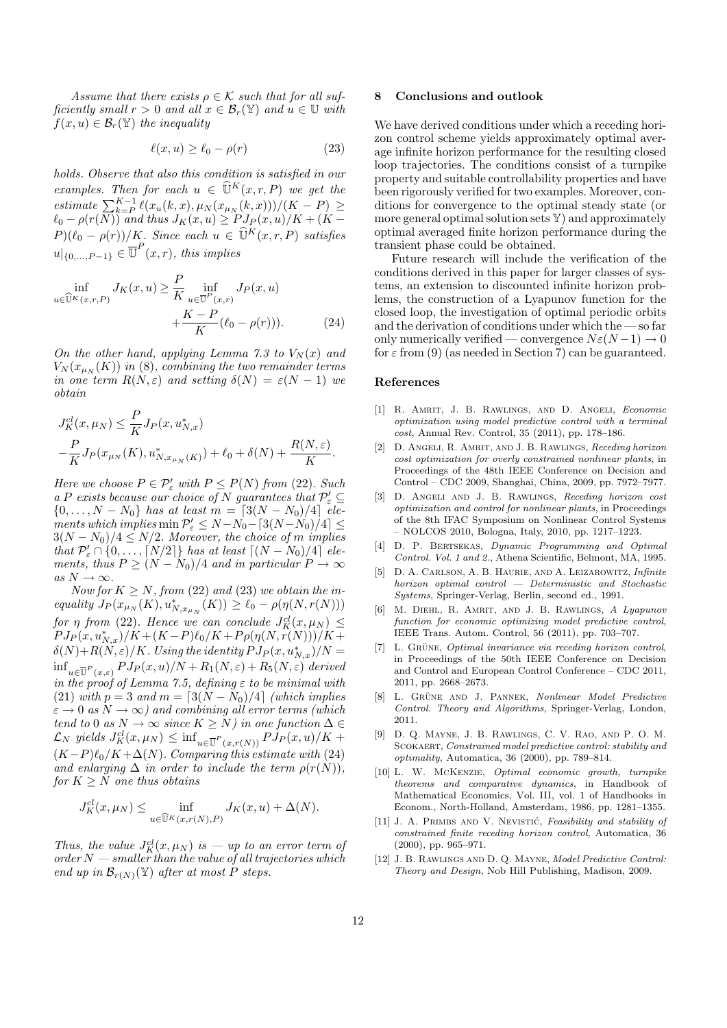*Assume that there exists $\rho \in \mathcal{K}$ such that for all sufficiently small $r > 0$ and all $x \in \mathcal{B}_r(\mathbb{Y})$ and $u \in \mathbb{U}$ with $f(x,u) \in \mathcal{B}_r(\mathbb{Y})$ the inequality*

$$\ell(x,u) \geq \ell_0 - \rho(r) \tag{23}$$

*holds. Observe that also this condition is satisfied in our examples. Then for each $u \in \widehat{\mathbb{U}}^K(x,r,P)$ we get the estimate $\sum_{k=P}^{K-1} \ell(x_u(k,x), \mu_N(x_{\mu_N}(k,x)))/(K-P) \geq \ell_0 - \rho(r(N))$ and thus $J_K(x,u) \geq PJ_P(x,u)/K + (K-P)(\ell_0 - \rho(r))/K$. Since each $u \in \widehat{\mathbb{U}}^K(x,r,P)$ satisfies $u|_{\{0,\ldots,P-1\}} \in \overline{\mathbb{U}}^P(x,r)$, this implies*

$$\inf_{u \in \widehat{\mathbb{U}}^K(x,r,P)} J_K(x,u) \geq \frac{P}{K} \inf_{u \in \overline{\mathbb{U}}^P(x,r)} J_P(x,u) + \frac{K-P}{K}(\ell_0 - \rho(r))). \tag{24}$$

*On the other hand, applying Lemma 7.3 to $V_N(x)$ and $V_N(x_{\mu_N}(K))$ in (8), combining the two remainder terms in one term $R(N,\varepsilon)$ and setting $\delta(N) = \varepsilon(N-1)$ we obtain*

$$J_K^{cl}(x,\mu_N) \leq \frac{P}{K} J_P(x, u^*_{N,x}) - \frac{P}{K} J_P(x_{\mu_N}(K), u^*_{N,x_{\mu_N}(K)}) + \ell_0 + \delta(N) + \frac{R(N,\varepsilon)}{K}.$$

*Here we choose $P \in \mathcal{P}'_\varepsilon$ with $P \leq P(N)$ from (22). Such a $P$ exists because our choice of $N$ guarantees that $\mathcal{P}'_\varepsilon \subseteq \{0,\ldots,N-N_0\}$ has at least $m = \lceil 3(N-N_0)/4 \rceil$ elements which implies $\min \mathcal{P}'_\varepsilon \leq N - N_0 - \lceil 3(N-N_0)/4 \rceil \leq 3(N-N_0)/4 \leq N/2$. Moreover, the choice of $m$ implies that $\mathcal{P}'_\varepsilon \cap \{0,\ldots,\lceil N/2 \rceil\}$ has at least $\lceil (N-N_0)/4 \rceil$ elements, thus $P \geq (N-N_0)/4$ and in particular $P \to \infty$ as $N \to \infty$.*

*Now for $K \geq N$, from (22) and (23) we obtain the inequality $J_P(x_{\mu_N}(K), u^*_{N,x_{\mu_N}}(K)) \geq \ell_0 - \rho(\eta(N, r(N)))$ for $\eta$ from (22). Hence we can conclude $J_K^{cl}(x,\mu_N) \leq PJ_P(x,u^*_{N,x})/K + (K-P)\ell_0/K + P\rho(\eta(N,r(N)))/K + \delta(N) + R(N,\varepsilon)/K$. Using the identity $PJ_P(x,u^*_{N,x})/N = \inf_{u \in \overline{\mathbb{U}}^P(x,\varepsilon)} PJ_P(x,u)/N + R_1(N,\varepsilon) + R_5(N,\varepsilon)$ derived in the proof of Lemma 7.5, defining $\varepsilon$ to be minimal with (21) with $p = 3$ and $m = \lceil 3(N-N_0)/4 \rceil$ (which implies $\varepsilon \to 0$ as $N \to \infty$) and combining all error terms (which tend to 0 as $N \to \infty$ since $K \geq N$) in one function $\Delta \in \mathcal{L}_N$ yields $J_K^{cl}(x,\mu_N) \leq \inf_{u \in \overline{\mathbb{U}}^P(x,r(N))} PJ_P(x,u)/K + (K-P)\ell_0/K + \Delta(N)$. Comparing this estimate with (24) and enlarging $\Delta$ in order to include the term $\rho(r(N))$, for $K \geq N$ one thus obtains*

$$J_K^{cl}(x,\mu_N) \leq \inf_{u \in \widehat{\mathbb{U}}^K(x,r(N),P)} J_K(x,u) + \Delta(N).$$

*Thus, the value $J_K^{cl}(x,\mu_N)$ is — up to an error term of order $N$ — smaller than the value of all trajectories which end up in $\mathcal{B}_{r(N)}(\mathbb{Y})$ after at most $P$ steps.*

## 8 Conclusions and outlook

We have derived conditions under which a receding horizon control scheme yields approximately optimal average infinite horizon performance for the resulting closed loop trajectories. The conditions consist of a turnpike property and suitable controllability properties and have been rigorously verified for two examples. Moreover, conditions for convergence to the optimal steady state (or more general optimal solution sets $\mathbb{Y}$) and approximately optimal averaged finite horizon performance during the transient phase could be obtained.

Future research will include the verification of the conditions derived in this paper for larger classes of systems, an extension to discounted infinite horizon problems, the construction of a Lyapunov function for the closed loop, the investigation of optimal periodic orbits and the derivation of conditions under which the — so far only numerically verified — convergence $N\varepsilon(N-1) \to 0$ for $\varepsilon$ from (9) (as needed in Section 7) can be guaranteed.

## References

[1] R. Amrit, J. B. Rawlings, and D. Angeli, *Economic optimization using model predictive control with a terminal cost*, Annual Rev. Control, 35 (2011), pp. 178–186.

[2] D. Angeli, R. Amrit, and J. B. Rawlings, *Receding horizon cost optimization for overly constrained nonlinear plants*, in Proceedings of the 48th IEEE Conference on Decision and Control – CDC 2009, Shanghai, China, 2009, pp. 7972–7977.

[3] D. Angeli and J. B. Rawlings, *Receding horizon cost optimization and control for nonlinear plants*, in Proceedings of the 8th IFAC Symposium on Nonlinear Control Systems – NOLCOS 2010, Bologna, Italy, 2010, pp. 1217–1223.

[4] D. P. Bertsekas, *Dynamic Programming and Optimal Control. Vol. 1 and 2.*, Athena Scientific, Belmont, MA, 1995.

[5] D. A. Carlson, A. B. Haurie, and A. Leizarowitz, *Infinite horizon optimal control — Deterministic and Stochastic Systems*, Springer-Verlag, Berlin, second ed., 1991.

[6] M. Diehl, R. Amrit, and J. B. Rawlings, *A Lyapunov function for economic optimizing model predictive control*, IEEE Trans. Autom. Control, 56 (2011), pp. 703–707.

[7] L. Grüne, *Optimal invariance via receding horizon control*, in Proceedings of the 50th IEEE Conference on Decision and Control and European Control Conference – CDC 2011, 2011, pp. 2668–2673.

[8] L. Grüne and J. Pannek, *Nonlinear Model Predictive Control. Theory and Algorithms*, Springer-Verlag, London, 2011.

[9] D. Q. Mayne, J. B. Rawlings, C. V. Rao, and P. O. M. Scokaert, *Constrained model predictive control: stability and optimality*, Automatica, 36 (2000), pp. 789–814.

[10] L. W. McKenzie, *Optimal economic growth, turnpike theorems and comparative dynamics*, in Handbook of Mathematical Economics, Vol. III, vol. 1 of Handbooks in Econom., North-Holland, Amsterdam, 1986, pp. 1281–1355.

[11] J. A. Primbs and V. Nevistić, *Feasibility and stability of constrained finite receding horizon control*, Automatica, 36 (2000), pp. 965–971.

[12] J. B. Rawlings and D. Q. Mayne, *Model Predictive Control: Theory and Design*, Nob Hill Publishing, Madison, 2009.